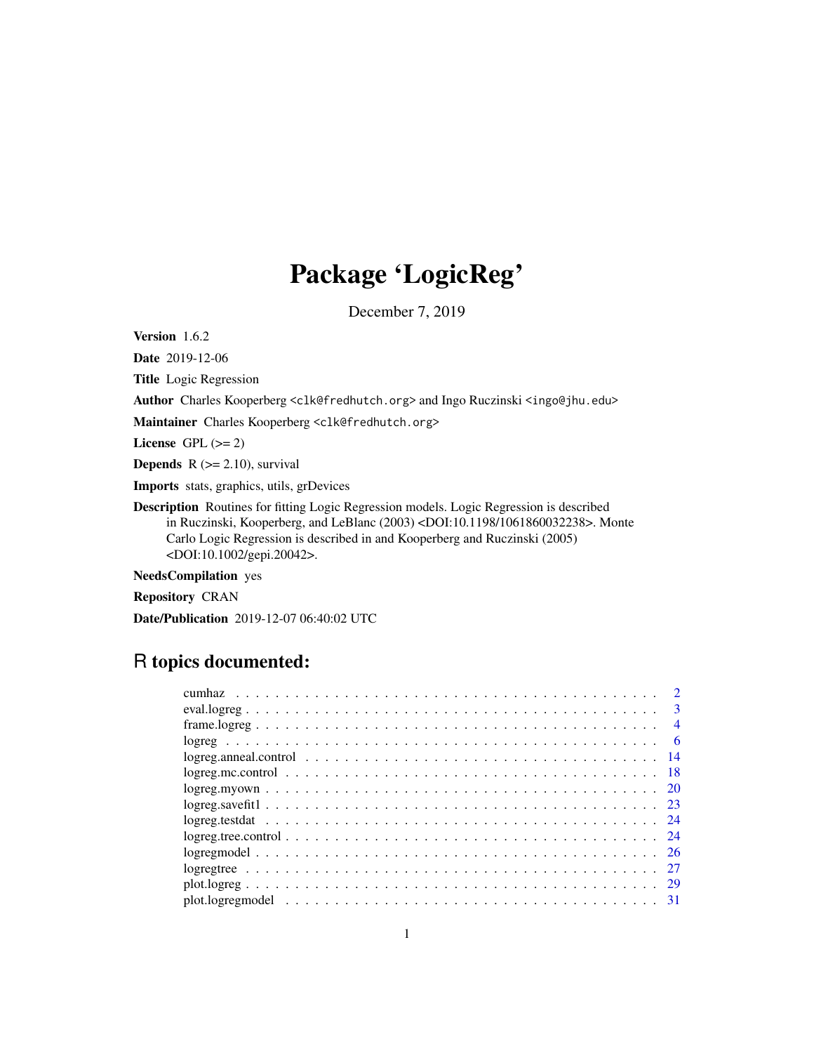# Package 'LogicReg'

December 7, 2019

**Version** 1.6.2

**Date** 2019-12-06

**Title** Logic Regression

**Author** Charles Kooperberg <clk@fredhutch.org> and Ingo Ruczinski <ingo@jhu.edu>

**Maintainer** Charles Kooperberg <clk@fredhutch.org>

**License** GPL (>= 2)

**Depends** R (>= 2.10), survival

**Imports** stats, graphics, utils, grDevices

**Description** Routines for fitting Logic Regression models. Logic Regression is described in Ruczinski, Kooperberg, and LeBlanc (2003) <DOI:10.1198/1061860032238>. Monte Carlo Logic Regression is described in and Kooperberg and Ruczinski (2005) <DOI:10.1002/gepi.20042>.

**NeedsCompilation** yes

**Repository** CRAN

**Date/Publication** 2019-12-07 06:40:02 UTC

## R topics documented:

| | |
|---|---|
| cumhaz | 2 |
| eval.logreg | 3 |
| frame.logreg | 4 |
| logreg | 6 |
| logreg.anneal.control | 14 |
| logreg.mc.control | 18 |
| logreg.myown | 20 |
| logreg.savefit1 | 23 |
| logreg.testdat | 24 |
| logreg.tree.control | 24 |
| logregmodel | 26 |
| logregtree | 27 |
| plot.logreg | 29 |
| plot.logregmodel | 31 |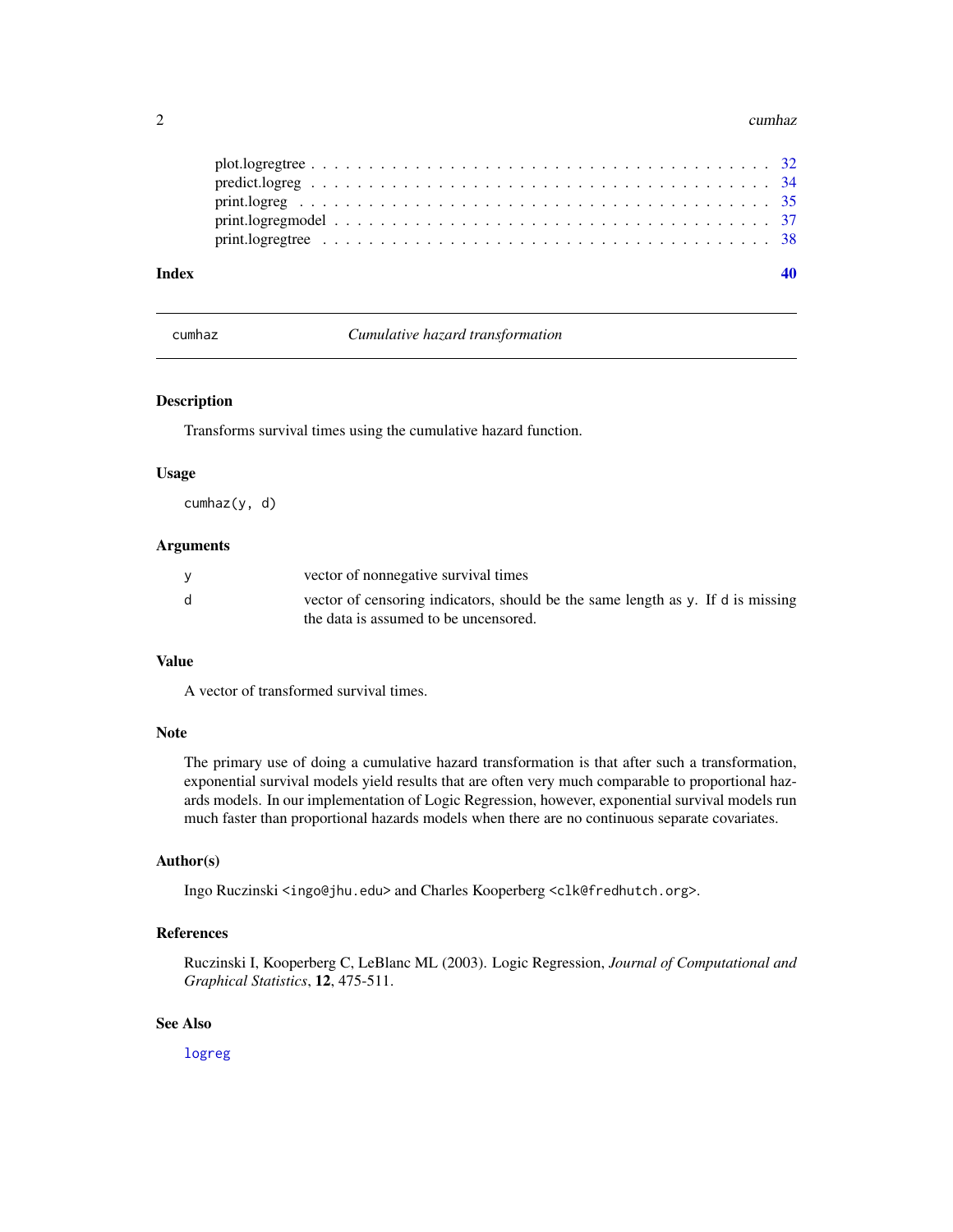plot.logregtree . . . . . . . . . . . . . . . . . . . . . . . . . . . . . . . . . . . . . . . 32
predict.logreg . . . . . . . . . . . . . . . . . . . . . . . . . . . . . . . . . . . . . . . 34
print.logreg . . . . . . . . . . . . . . . . . . . . . . . . . . . . . . . . . . . . . . . 35
print.logregmodel . . . . . . . . . . . . . . . . . . . . . . . . . . . . . . . . . . . . . 37
print.logregtree . . . . . . . . . . . . . . . . . . . . . . . . . . . . . . . . . . . . . . 38

**Index** **40**

---

`cumhaz` *Cumulative hazard transformation*

---

## Description

Transforms survival times using the cumulative hazard function.

## Usage

```
cumhaz(y, d)
```

## Arguments

| | |
|---|---|
| `y` | vector of nonnegative survival times |
| `d` | vector of censoring indicators, should be the same length as `y`. If `d` is missing the data is assumed to be uncensored. |

## Value

A vector of transformed survival times.

## Note

The primary use of doing a cumulative hazard transformation is that after such a transformation, exponential survival models yield results that are often very much comparable to proportional hazards models. In our implementation of Logic Regression, however, exponential survival models run much faster than proportional hazards models when there are no continuous separate covariates.

## Author(s)

Ingo Ruczinski <`ingo@jhu.edu`> and Charles Kooperberg <`clk@fredhutch.org`>.

## References

Ruczinski I, Kooperberg C, LeBlanc ML (2003). Logic Regression, *Journal of Computational and Graphical Statistics*, **12**, 475-511.

## See Also

`logreg`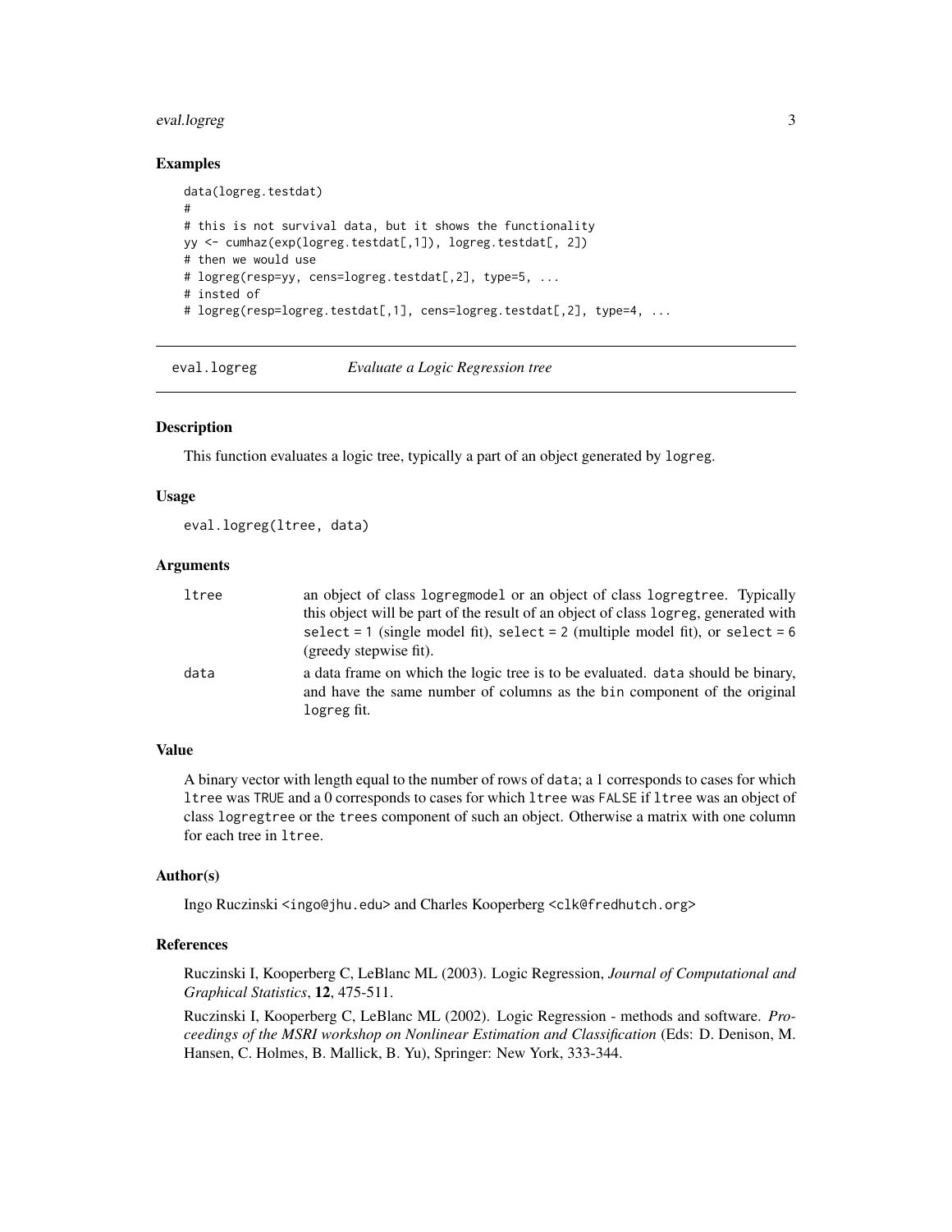## Examples

```
data(logreg.testdat)
#
# this is not survival data, but it shows the functionality
yy <- cumhaz(exp(logreg.testdat[,1]), logreg.testdat[, 2])
# then we would use
# logreg(resp=yy, cens=logreg.testdat[,2], type=5, ...
# insted of
# logreg(resp=logreg.testdat[,1], cens=logreg.testdat[,2], type=4, ...
```

---

# eval.logreg — *Evaluate a Logic Regression tree*

---

### Description

This function evaluates a logic tree, typically a part of an object generated by `logreg`.

### Usage

```
eval.logreg(ltree, data)
```

### Arguments

| | |
|---|---|
| `ltree` | an object of class `logregmodel` or an object of class `logregtree`. Typically this object will be part of the result of an object of class `logreg`, generated with `select = 1` (single model fit), `select = 2` (multiple model fit), or `select = 6` (greedy stepwise fit). |
| `data` | a data frame on which the logic tree is to be evaluated. `data` should be binary, and have the same number of columns as the `bin` component of the original `logreg` fit. |

### Value

A binary vector with length equal to the number of rows of `data`; a 1 corresponds to cases for which `ltree` was `TRUE` and a 0 corresponds to cases for which `ltree` was `FALSE` if `ltree` was an object of class `logregtree` or the `trees` component of such an object. Otherwise a matrix with one column for each tree in `ltree`.

### Author(s)

Ingo Ruczinski <ingo@jhu.edu> and Charles Kooperberg <clk@fredhutch.org>

### References

Ruczinski I, Kooperberg C, LeBlanc ML (2003). Logic Regression, *Journal of Computational and Graphical Statistics*, **12**, 475-511.

Ruczinski I, Kooperberg C, LeBlanc ML (2002). Logic Regression - methods and software. *Proceedings of the MSRI workshop on Nonlinear Estimation and Classification* (Eds: D. Denison, M. Hansen, C. Holmes, B. Mallick, B. Yu), Springer: New York, 333-344.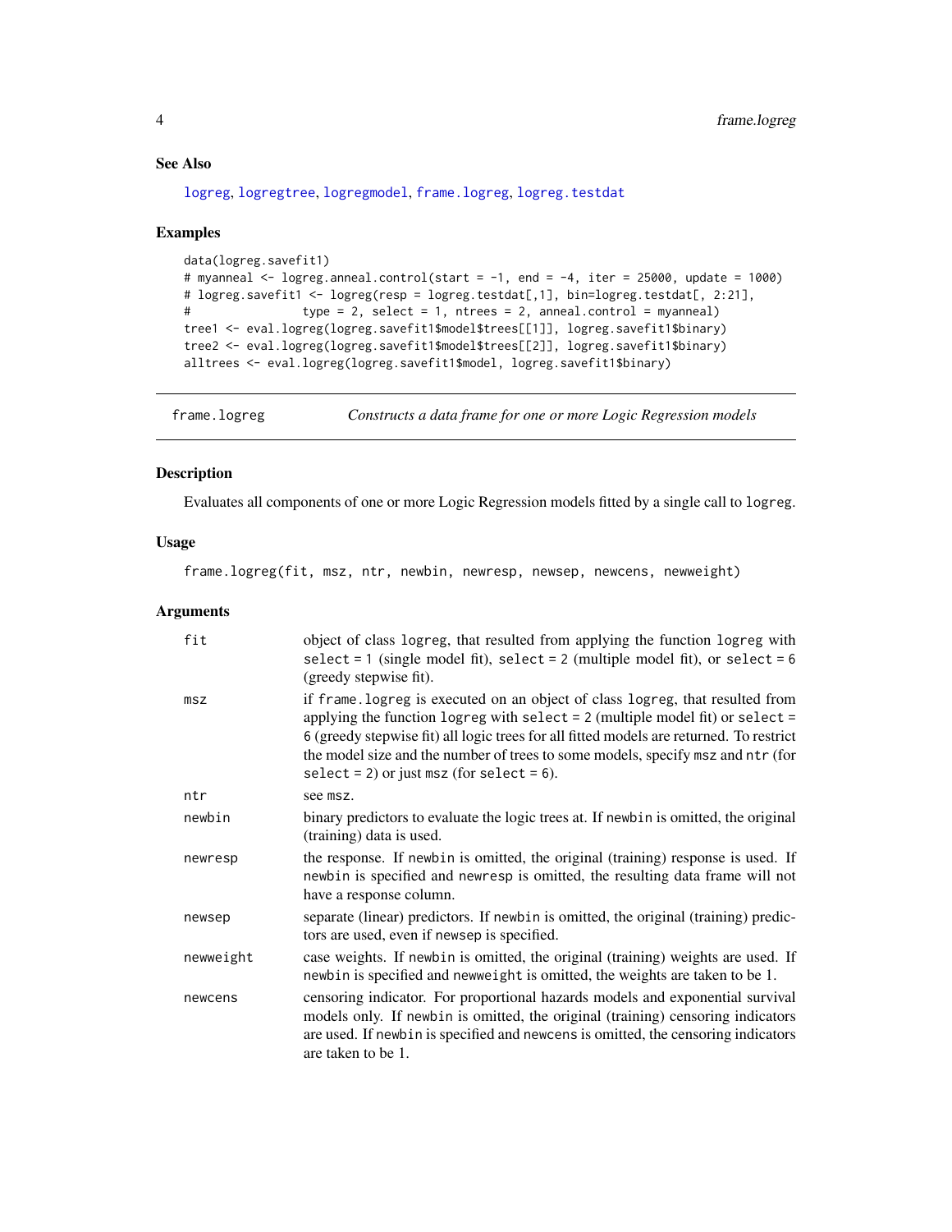### See Also

logreg, logregtree, logregmodel, frame.logreg, logreg.testdat

### Examples

```
data(logreg.savefit1)
# myanneal <- logreg.anneal.control(start = -1, end = -4, iter = 25000, update = 1000)
# logreg.savefit1 <- logreg(resp = logreg.testdat[,1], bin=logreg.testdat[, 2:21],
#                 type = 2, select = 1, ntrees = 2, anneal.control = myanneal)
tree1 <- eval.logreg(logreg.savefit1$model$trees[[1]], logreg.savefit1$binary)
tree2 <- eval.logreg(logreg.savefit1$model$trees[[2]], logreg.savefit1$binary)
alltrees <- eval.logreg(logreg.savefit1$model, logreg.savefit1$binary)
```

---

## frame.logreg — *Constructs a data frame for one or more Logic Regression models*

### Description

Evaluates all components of one or more Logic Regression models fitted by a single call to `logreg`.

### Usage

```
frame.logreg(fit, msz, ntr, newbin, newresp, newsep, newcens, newweight)
```

### Arguments

| Argument | Description |
|---|---|
| `fit` | object of class `logreg`, that resulted from applying the function `logreg` with `select = 1` (single model fit), `select = 2` (multiple model fit), or `select = 6` (greedy stepwise fit). |
| `msz` | if `frame.logreg` is executed on an object of class `logreg`, that resulted from applying the function `logreg` with `select = 2` (multiple model fit) or `select = 6` (greedy stepwise fit) all logic trees for all fitted models are returned. To restrict the model size and the number of trees to some models, specify `msz` and `ntr` (for `select = 2`) or just `msz` (for `select = 6`). |
| `ntr` | see `msz`. |
| `newbin` | binary predictors to evaluate the logic trees at. If `newbin` is omitted, the original (training) data is used. |
| `newresp` | the response. If `newbin` is omitted, the original (training) response is used. If `newbin` is specified and `newresp` is omitted, the resulting data frame will not have a response column. |
| `newsep` | separate (linear) predictors. If `newbin` is omitted, the original (training) predictors are used, even if `newsep` is specified. |
| `newweight` | case weights. If `newbin` is omitted, the original (training) weights are used. If `newbin` is specified and `newweight` is omitted, the weights are taken to be 1. |
| `newcens` | censoring indicator. For proportional hazards models and exponential survival models only. If `newbin` is omitted, the original (training) censoring indicators are used. If `newbin` is specified and `newcens` is omitted, the censoring indicators are taken to be 1. |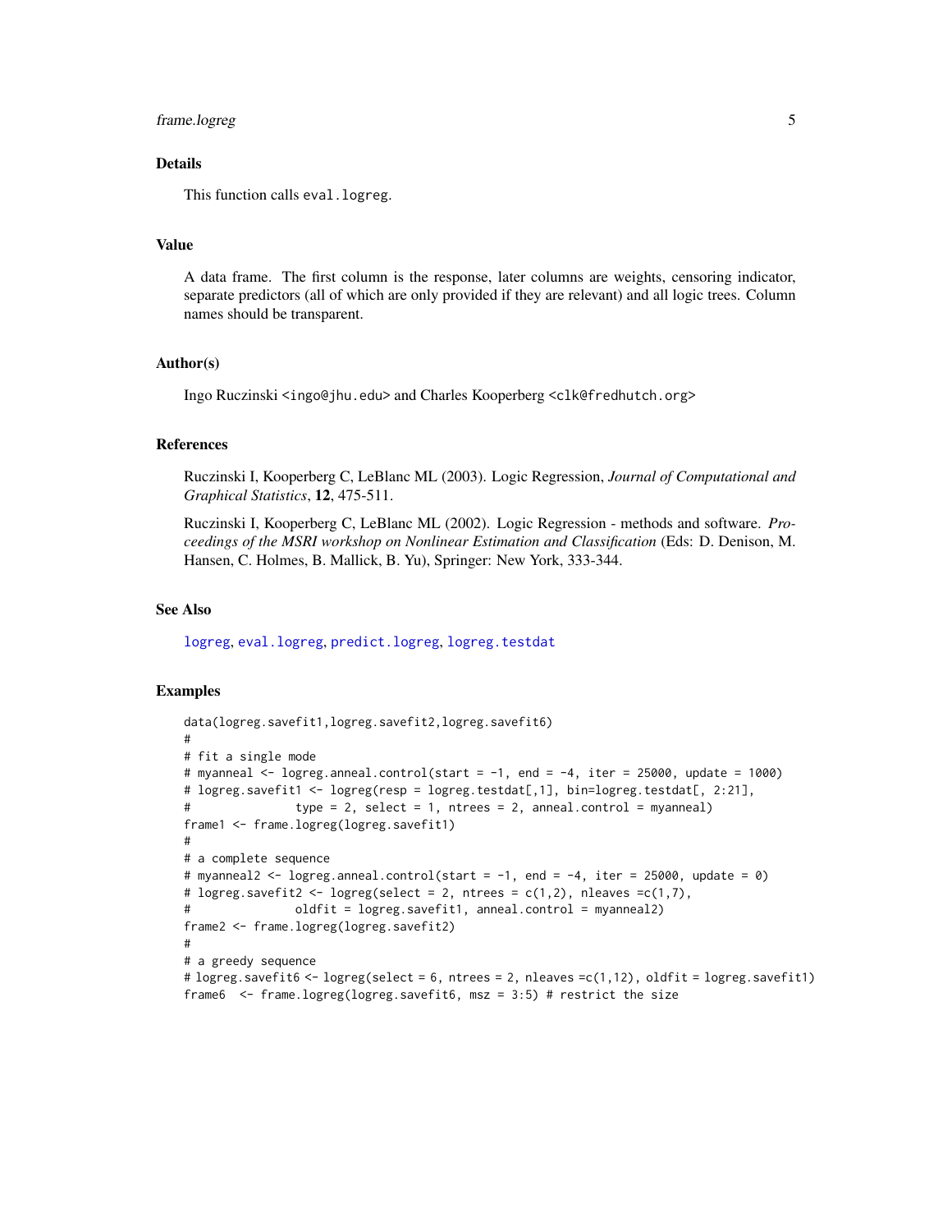## Details

This function calls `eval.logreg`.

## Value

A data frame. The first column is the response, later columns are weights, censoring indicator, separate predictors (all of which are only provided if they are relevant) and all logic trees. Column names should be transparent.

## Author(s)

Ingo Ruczinski <ingo@jhu.edu> and Charles Kooperberg <clk@fredhutch.org>

## References

Ruczinski I, Kooperberg C, LeBlanc ML (2003). Logic Regression, *Journal of Computational and Graphical Statistics*, **12**, 475-511.

Ruczinski I, Kooperberg C, LeBlanc ML (2002). Logic Regression - methods and software. *Proceedings of the MSRI workshop on Nonlinear Estimation and Classification* (Eds: D. Denison, M. Hansen, C. Holmes, B. Mallick, B. Yu), Springer: New York, 333-344.

## See Also

logreg, eval.logreg, predict.logreg, logreg.testdat

## Examples

```
data(logreg.savefit1,logreg.savefit2,logreg.savefit6)
#
# fit a single mode
# myanneal <- logreg.anneal.control(start = -1, end = -4, iter = 25000, update = 1000)
# logreg.savefit1 <- logreg(resp = logreg.testdat[,1], bin=logreg.testdat[, 2:21],
#                type = 2, select = 1, ntrees = 2, anneal.control = myanneal)
frame1 <- frame.logreg(logreg.savefit1)
#
# a complete sequence
# myanneal2 <- logreg.anneal.control(start = -1, end = -4, iter = 25000, update = 0)
# logreg.savefit2 <- logreg(select = 2, ntrees = c(1,2), nleaves =c(1,7),
#                oldfit = logreg.savefit1, anneal.control = myanneal2)
frame2 <- frame.logreg(logreg.savefit2)
#
# a greedy sequence
# logreg.savefit6 <- logreg(select = 6, ntrees = 2, nleaves =c(1,12), oldfit = logreg.savefit1)
frame6  <- frame.logreg(logreg.savefit6, msz = 3:5) # restrict the size
```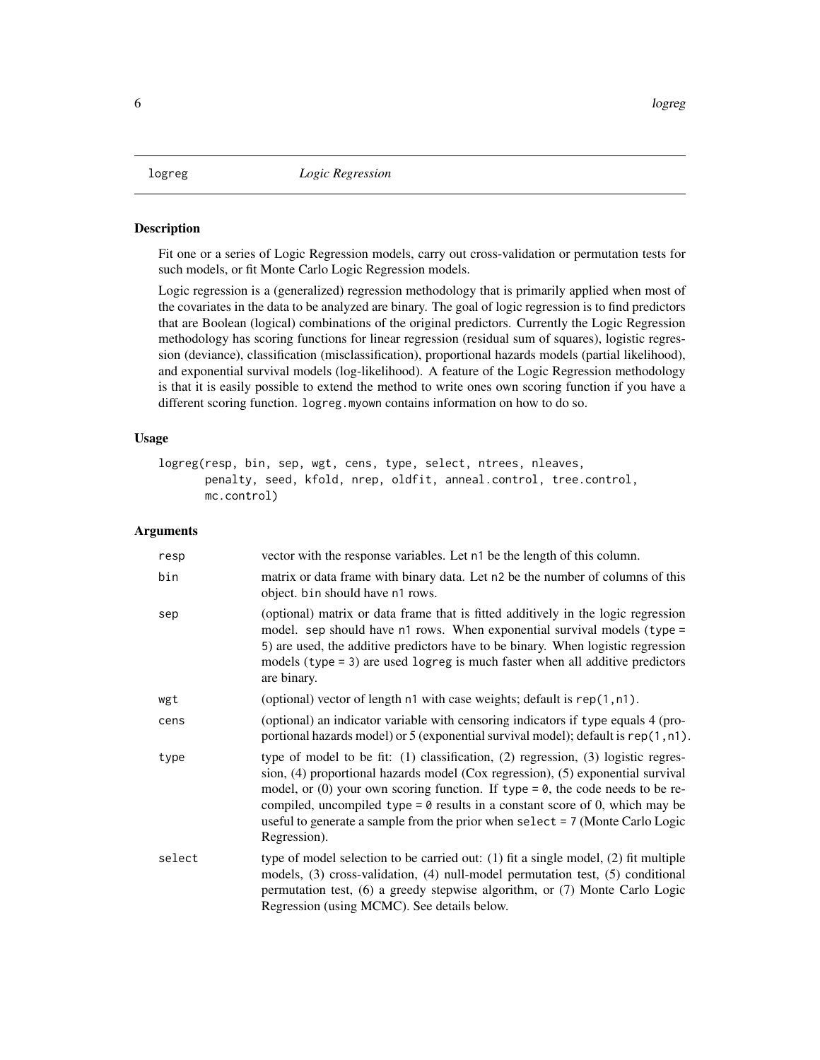logreg *Logic Regression*

### Description

Fit one or a series of Logic Regression models, carry out cross-validation or permutation tests for such models, or fit Monte Carlo Logic Regression models.

Logic regression is a (generalized) regression methodology that is primarily applied when most of the covariates in the data to be analyzed are binary. The goal of logic regression is to find predictors that are Boolean (logical) combinations of the original predictors. Currently the Logic Regression methodology has scoring functions for linear regression (residual sum of squares), logistic regression (deviance), classification (misclassification), proportional hazards models (partial likelihood), and exponential survival models (log-likelihood). A feature of the Logic Regression methodology is that it is easily possible to extend the method to write ones own scoring function if you have a different scoring function. `logreg.myown` contains information on how to do so.

### Usage

```
logreg(resp, bin, sep, wgt, cens, type, select, ntrees, nleaves,
       penalty, seed, kfold, nrep, oldfit, anneal.control, tree.control,
       mc.control)
```

### Arguments

| | |
|---|---|
| `resp` | vector with the response variables. Let `n1` be the length of this column. |
| `bin` | matrix or data frame with binary data. Let `n2` be the number of columns of this object. `bin` should have `n1` rows. |
| `sep` | (optional) matrix or data frame that is fitted additively in the logic regression model. `sep` should have `n1` rows. When exponential survival models (`type = 5`) are used, the additive predictors have to be binary. When logistic regression models (`type = 3`) are used `logreg` is much faster when all additive predictors are binary. |
| `wgt` | (optional) vector of length `n1` with case weights; default is `rep(1,n1)`. |
| `cens` | (optional) an indicator variable with censoring indicators if `type` equals 4 (proportional hazards model) or 5 (exponential survival model); default is `rep(1,n1)`. |
| `type` | type of model to be fit: (1) classification, (2) regression, (3) logistic regression, (4) proportional hazards model (Cox regression), (5) exponential survival model, or (0) your own scoring function. If `type = 0`, the code needs to be recompiled, uncompiled `type = 0` results in a constant score of 0, which may be useful to generate a sample from the prior when `select = 7` (Monte Carlo Logic Regression). |
| `select` | type of model selection to be carried out: (1) fit a single model, (2) fit multiple models, (3) cross-validation, (4) null-model permutation test, (5) conditional permutation test, (6) a greedy stepwise algorithm, or (7) Monte Carlo Logic Regression (using MCMC). See details below. |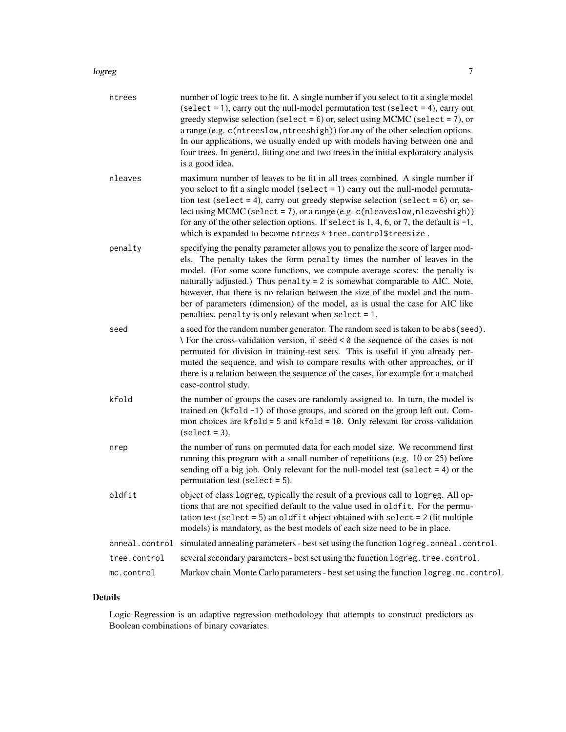| | |
|---|---|
| ntrees | number of logic trees to be fit. A single number if you select to fit a single model (select = 1), carry out the null-model permutation test (select = 4), carry out greedy stepwise selection (select = 6) or, select using MCMC (select = 7), or a range (e.g. c(ntreeslow,ntreeshigh)) for any of the other selection options. In our applications, we usually ended up with models having between one and four trees. In general, fitting one and two trees in the initial exploratory analysis is a good idea. |
| nleaves | maximum number of leaves to be fit in all trees combined. A single number if you select to fit a single model (select = 1) carry out the null-model permutation test (select = 4), carry out greedy stepwise selection (select = 6) or, select using MCMC (select = 7), or a range (e.g. c(nleaveslow,nleaveshigh)) for any of the other selection options. If select is 1, 4, 6, or 7, the default is -1, which is expanded to become ntrees * tree.control$treesize . |
| penalty | specifying the penalty parameter allows you to penalize the score of larger models. The penalty takes the form penalty times the number of leaves in the model. (For some score functions, we compute average scores: the penalty is naturally adjusted.) Thus penalty = 2 is somewhat comparable to AIC. Note, however, that there is no relation between the size of the model and the number of parameters (dimension) of the model, as is usual the case for AIC like penalties. penalty is only relevant when select = 1. |
| seed | a seed for the random number generator. The random seed is taken to be abs(seed). \ For the cross-validation version, if seed < 0 the sequence of the cases is not permuted for division in training-test sets. This is useful if you already permuted the sequence, and wish to compare results with other approaches, or if there is a relation between the sequence of the cases, for example for a matched case-control study. |
| kfold | the number of groups the cases are randomly assigned to. In turn, the model is trained on (kfold -1) of those groups, and scored on the group left out. Common choices are kfold = 5 and kfold = 10. Only relevant for cross-validation (select = 3). |
| nrep | the number of runs on permuted data for each model size. We recommend first running this program with a small number of repetitions (e.g. 10 or 25) before sending off a big job. Only relevant for the null-model test (select = 4) or the permutation test (select = 5). |
| oldfit | object of class logreg, typically the result of a previous call to logreg. All options that are not specified default to the value used in oldfit. For the permutation test (select = 5) an oldfit object obtained with select = 2 (fit multiple models) is mandatory, as the best models of each size need to be in place. |
| anneal.control | simulated annealing parameters - best set using the function logreg.anneal.control. |
| tree.control | several secondary parameters - best set using the function logreg.tree.control. |
| mc.control | Markov chain Monte Carlo parameters - best set using the function logreg.mc.control. |

## Details

Logic Regression is an adaptive regression methodology that attempts to construct predictors as Boolean combinations of binary covariates.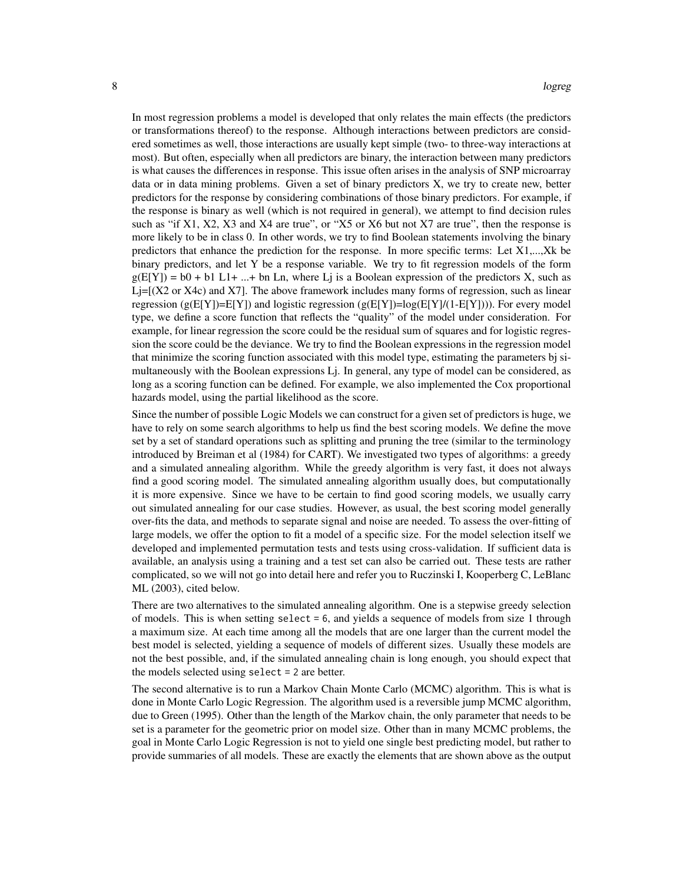In most regression problems a model is developed that only relates the main effects (the predictors or transformations thereof) to the response. Although interactions between predictors are considered sometimes as well, those interactions are usually kept simple (two- to three-way interactions at most). But often, especially when all predictors are binary, the interaction between many predictors is what causes the differences in response. This issue often arises in the analysis of SNP microarray data or in data mining problems. Given a set of binary predictors X, we try to create new, better predictors for the response by considering combinations of those binary predictors. For example, if the response is binary as well (which is not required in general), we attempt to find decision rules such as "if X1, X2, X3 and X4 are true", or "X5 or X6 but not X7 are true", then the response is more likely to be in class 0. In other words, we try to find Boolean statements involving the binary predictors that enhance the prediction for the response. In more specific terms: Let X1,...,Xk be binary predictors, and let Y be a response variable. We try to fit regression models of the form g(E[Y]) = b0 + b1 L1+ ...+ bn Ln, where Lj is a Boolean expression of the predictors X, such as Lj=[(X2 or X4c) and X7]. The above framework includes many forms of regression, such as linear regression (g(E[Y])=E[Y]) and logistic regression (g(E[Y])=log(E[Y]/(1-E[Y]))). For every model type, we define a score function that reflects the "quality" of the model under consideration. For example, for linear regression the score could be the residual sum of squares and for logistic regression the score could be the deviance. We try to find the Boolean expressions in the regression model that minimize the scoring function associated with this model type, estimating the parameters bj simultaneously with the Boolean expressions Lj. In general, any type of model can be considered, as long as a scoring function can be defined. For example, we also implemented the Cox proportional hazards model, using the partial likelihood as the score.

Since the number of possible Logic Models we can construct for a given set of predictors is huge, we have to rely on some search algorithms to help us find the best scoring models. We define the move set by a set of standard operations such as splitting and pruning the tree (similar to the terminology introduced by Breiman et al (1984) for CART). We investigated two types of algorithms: a greedy and a simulated annealing algorithm. While the greedy algorithm is very fast, it does not always find a good scoring model. The simulated annealing algorithm usually does, but computationally it is more expensive. Since we have to be certain to find good scoring models, we usually carry out simulated annealing for our case studies. However, as usual, the best scoring model generally over-fits the data, and methods to separate signal and noise are needed. To assess the over-fitting of large models, we offer the option to fit a model of a specific size. For the model selection itself we developed and implemented permutation tests and tests using cross-validation. If sufficient data is available, an analysis using a training and a test set can also be carried out. These tests are rather complicated, so we will not go into detail here and refer you to Ruczinski I, Kooperberg C, LeBlanc ML (2003), cited below.

There are two alternatives to the simulated annealing algorithm. One is a stepwise greedy selection of models. This is when setting `select = 6`, and yields a sequence of models from size 1 through a maximum size. At each time among all the models that are one larger than the current model the best model is selected, yielding a sequence of models of different sizes. Usually these models are not the best possible, and, if the simulated annealing chain is long enough, you should expect that the models selected using `select = 2` are better.

The second alternative is to run a Markov Chain Monte Carlo (MCMC) algorithm. This is what is done in Monte Carlo Logic Regression. The algorithm used is a reversible jump MCMC algorithm, due to Green (1995). Other than the length of the Markov chain, the only parameter that needs to be set is a parameter for the geometric prior on model size. Other than in many MCMC problems, the goal in Monte Carlo Logic Regression is not to yield one single best predicting model, but rather to provide summaries of all models. These are exactly the elements that are shown above as the output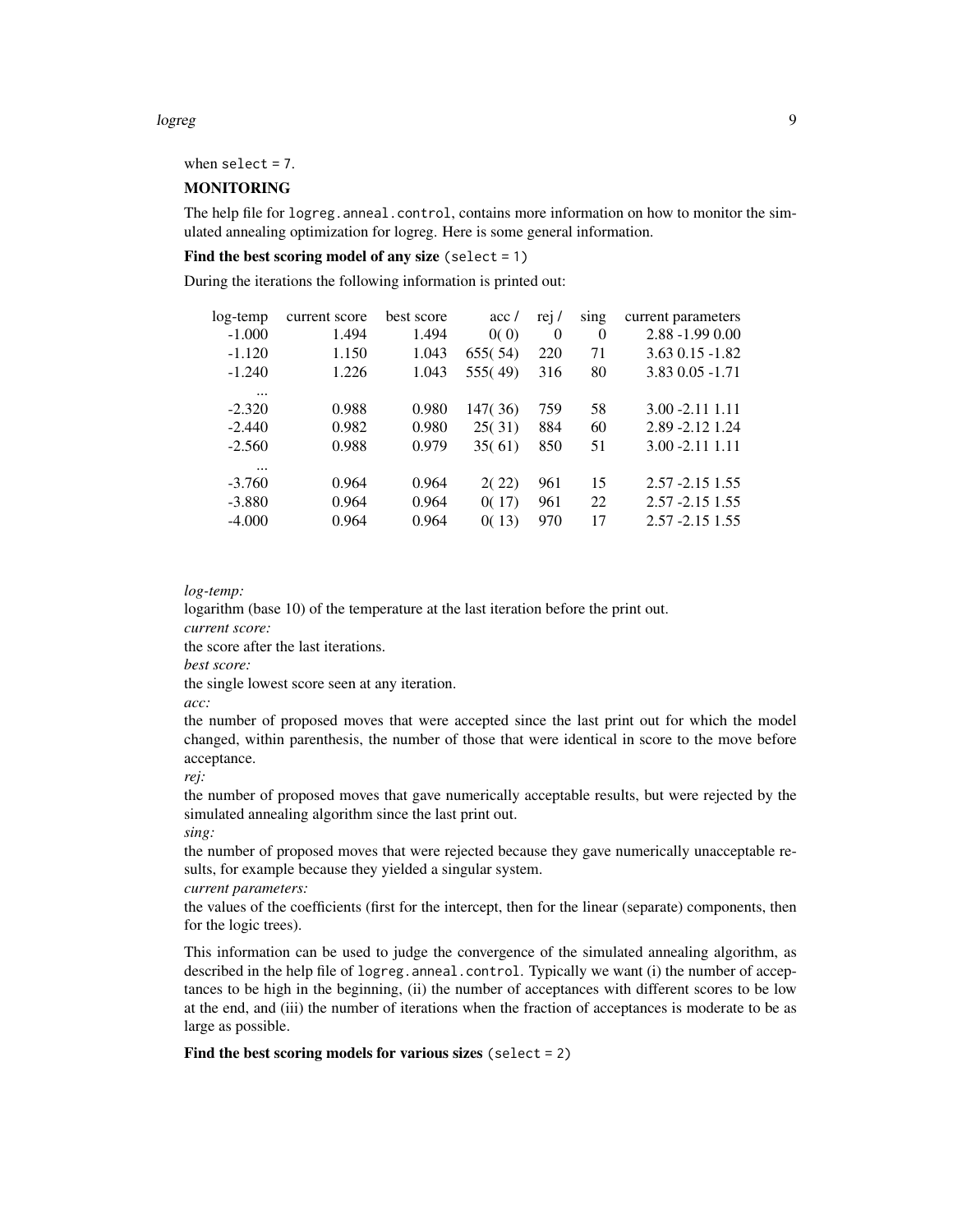when `select = 7`.

**MONITORING**

The help file for `logreg.anneal.control`, contains more information on how to monitor the simulated annealing optimization for logreg. Here is some general information.

**Find the best scoring model of any size** `(select = 1)`

During the iterations the following information is printed out:

| log-temp | current score | best score | acc / | rej / | sing | current parameters |
|---|---|---|---|---|---|---|
| -1.000 | 1.494 | 1.494 | 0( 0) | 0 | 0 | 2.88 -1.99 0.00 |
| -1.120 | 1.150 | 1.043 | 655( 54) | 220 | 71 | 3.63 0.15 -1.82 |
| -1.240 | 1.226 | 1.043 | 555( 49) | 316 | 80 | 3.83 0.05 -1.71 |
| ... | | | | | | |
| -2.320 | 0.988 | 0.980 | 147( 36) | 759 | 58 | 3.00 -2.11 1.11 |
| -2.440 | 0.982 | 0.980 | 25( 31) | 884 | 60 | 2.89 -2.12 1.24 |
| -2.560 | 0.988 | 0.979 | 35( 61) | 850 | 51 | 3.00 -2.11 1.11 |
| ... | | | | | | |
| -3.760 | 0.964 | 0.964 | 2( 22) | 961 | 15 | 2.57 -2.15 1.55 |
| -3.880 | 0.964 | 0.964 | 0( 17) | 961 | 22 | 2.57 -2.15 1.55 |
| -4.000 | 0.964 | 0.964 | 0( 13) | 970 | 17 | 2.57 -2.15 1.55 |

*log-temp:*
logarithm (base 10) of the temperature at the last iteration before the print out.

*current score:*
the score after the last iterations.

*best score:*
the single lowest score seen at any iteration.

*acc:*
the number of proposed moves that were accepted since the last print out for which the model changed, within parenthesis, the number of those that were identical in score to the move before acceptance.

*rej:*
the number of proposed moves that gave numerically acceptable results, but were rejected by the simulated annealing algorithm since the last print out.

*sing:*
the number of proposed moves that were rejected because they gave numerically unacceptable results, for example because they yielded a singular system.

*current parameters:*
the values of the coefficients (first for the intercept, then for the linear (separate) components, then for the logic trees).

This information can be used to judge the convergence of the simulated annealing algorithm, as described in the help file of `logreg.anneal.control`. Typically we want (i) the number of acceptances to be high in the beginning, (ii) the number of acceptances with different scores to be low at the end, and (iii) the number of iterations when the fraction of acceptances is moderate to be as large as possible.

**Find the best scoring models for various sizes** `(select = 2)`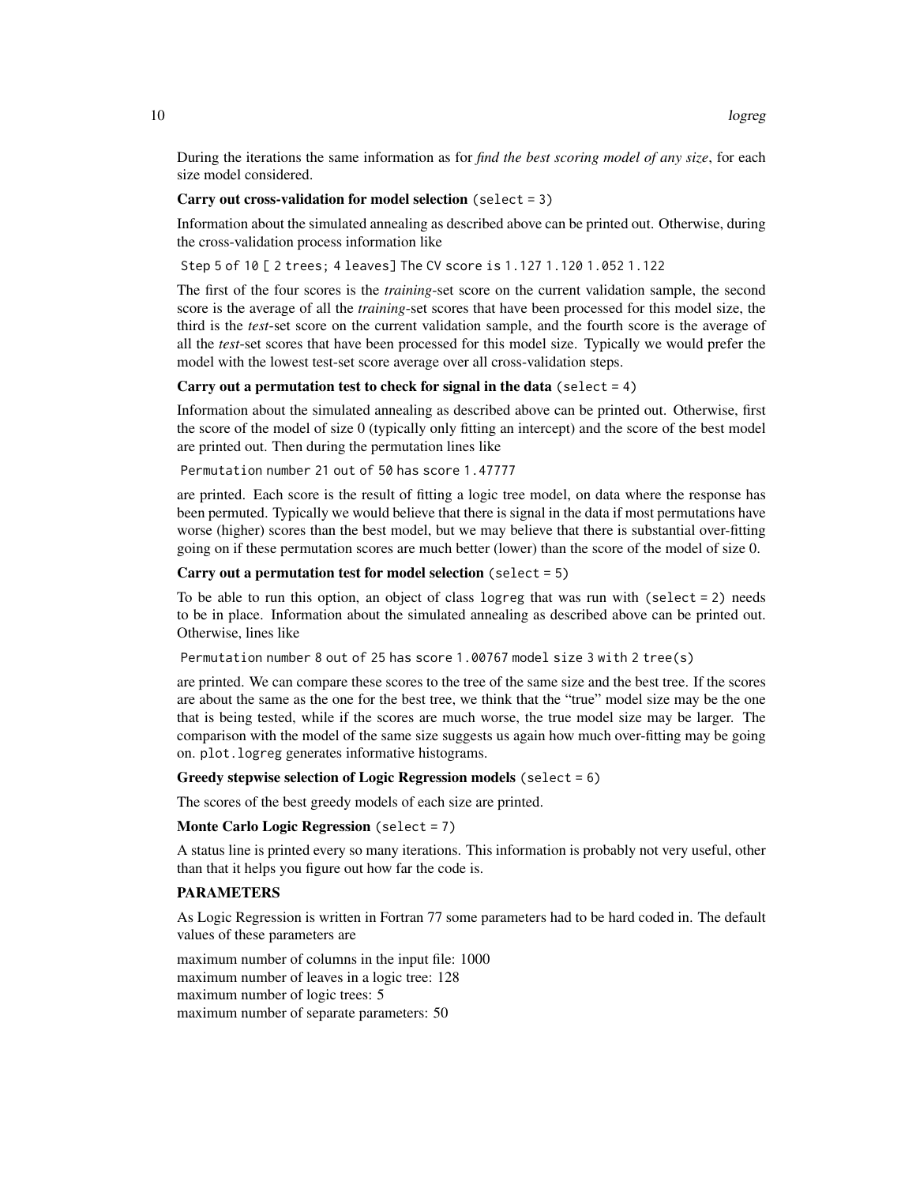During the iterations the same information as for *find the best scoring model of any size*, for each size model considered.

**Carry out cross-validation for model selection** (`select = 3`)

Information about the simulated annealing as described above can be printed out. Otherwise, during the cross-validation process information like

```
Step 5 of 10 [ 2 trees; 4 leaves] The CV score is 1.127 1.120 1.052 1.122
```

The first of the four scores is the *training*-set score on the current validation sample, the second score is the average of all the *training*-set scores that have been processed for this model size, the third is the *test*-set score on the current validation sample, and the fourth score is the average of all the *test*-set scores that have been processed for this model size. Typically we would prefer the model with the lowest test-set score average over all cross-validation steps.

**Carry out a permutation test to check for signal in the data** (`select = 4`)

Information about the simulated annealing as described above can be printed out. Otherwise, first the score of the model of size 0 (typically only fitting an intercept) and the score of the best model are printed out. Then during the permutation lines like

```
Permutation number 21 out of 50 has score 1.47777
```

are printed. Each score is the result of fitting a logic tree model, on data where the response has been permuted. Typically we would believe that there is signal in the data if most permutations have worse (higher) scores than the best model, but we may believe that there is substantial over-fitting going on if these permutation scores are much better (lower) than the score of the model of size 0.

**Carry out a permutation test for model selection** (`select = 5`)

To be able to run this option, an object of class `logreg` that was run with (`select = 2`) needs to be in place. Information about the simulated annealing as described above can be printed out. Otherwise, lines like

```
Permutation number 8 out of 25 has score 1.00767 model size 3 with 2 tree(s)
```

are printed. We can compare these scores to the tree of the same size and the best tree. If the scores are about the same as the one for the best tree, we think that the "true" model size may be the one that is being tested, while if the scores are much worse, the true model size may be larger. The comparison with the model of the same size suggests us again how much over-fitting may be going on. `plot.logreg` generates informative histograms.

**Greedy stepwise selection of Logic Regression models** (`select = 6`)

The scores of the best greedy models of each size are printed.

**Monte Carlo Logic Regression** (`select = 7`)

A status line is printed every so many iterations. This information is probably not very useful, other than that it helps you figure out how far the code is.

**PARAMETERS**

As Logic Regression is written in Fortran 77 some parameters had to be hard coded in. The default values of these parameters are

maximum number of columns in the input file: 1000
maximum number of leaves in a logic tree: 128
maximum number of logic trees: 5
maximum number of separate parameters: 50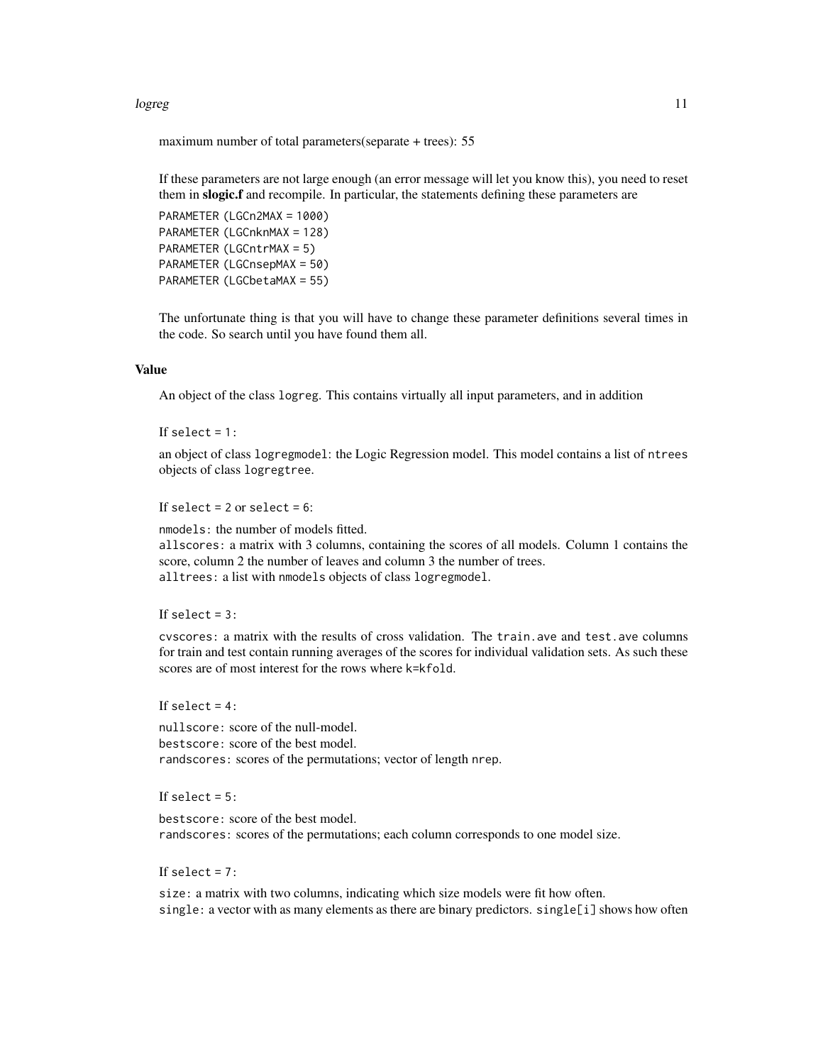maximum number of total parameters(separate + trees): 55

If these parameters are not large enough (an error message will let you know this), you need to reset them in **slogic.f** and recompile. In particular, the statements defining these parameters are

```
PARAMETER (LGCn2MAX = 1000)
PARAMETER (LGCnknMAX = 128)
PARAMETER (LGCntrMAX = 5)
PARAMETER (LGCnsepMAX = 50)
PARAMETER (LGCbetaMAX = 55)
```

The unfortunate thing is that you will have to change these parameter definitions several times in the code. So search until you have found them all.

### Value

An object of the class `logreg`. This contains virtually all input parameters, and in addition

If `select = 1`:

an object of class `logregmodel`: the Logic Regression model. This model contains a list of `ntrees` objects of class `logregtree`.

If `select = 2` or `select = 6`:

`nmodels`: the number of models fitted.
`allscores`: a matrix with 3 columns, containing the scores of all models. Column 1 contains the score, column 2 the number of leaves and column 3 the number of trees.
`alltrees`: a list with `nmodels` objects of class `logregmodel`.

If `select = 3`:

`cvscores`: a matrix with the results of cross validation. The `train.ave` and `test.ave` columns for train and test contain running averages of the scores for individual validation sets. As such these scores are of most interest for the rows where `k=kfold`.

If `select = 4`:

`nullscore`: score of the null-model.
`bestscore`: score of the best model.
`randscores`: scores of the permutations; vector of length `nrep`.

If `select = 5`:

`bestscore`: score of the best model.
`randscores`: scores of the permutations; each column corresponds to one model size.

If `select = 7`:

`size`: a matrix with two columns, indicating which size models were fit how often.
`single`: a vector with as many elements as there are binary predictors. `single[i]` shows how often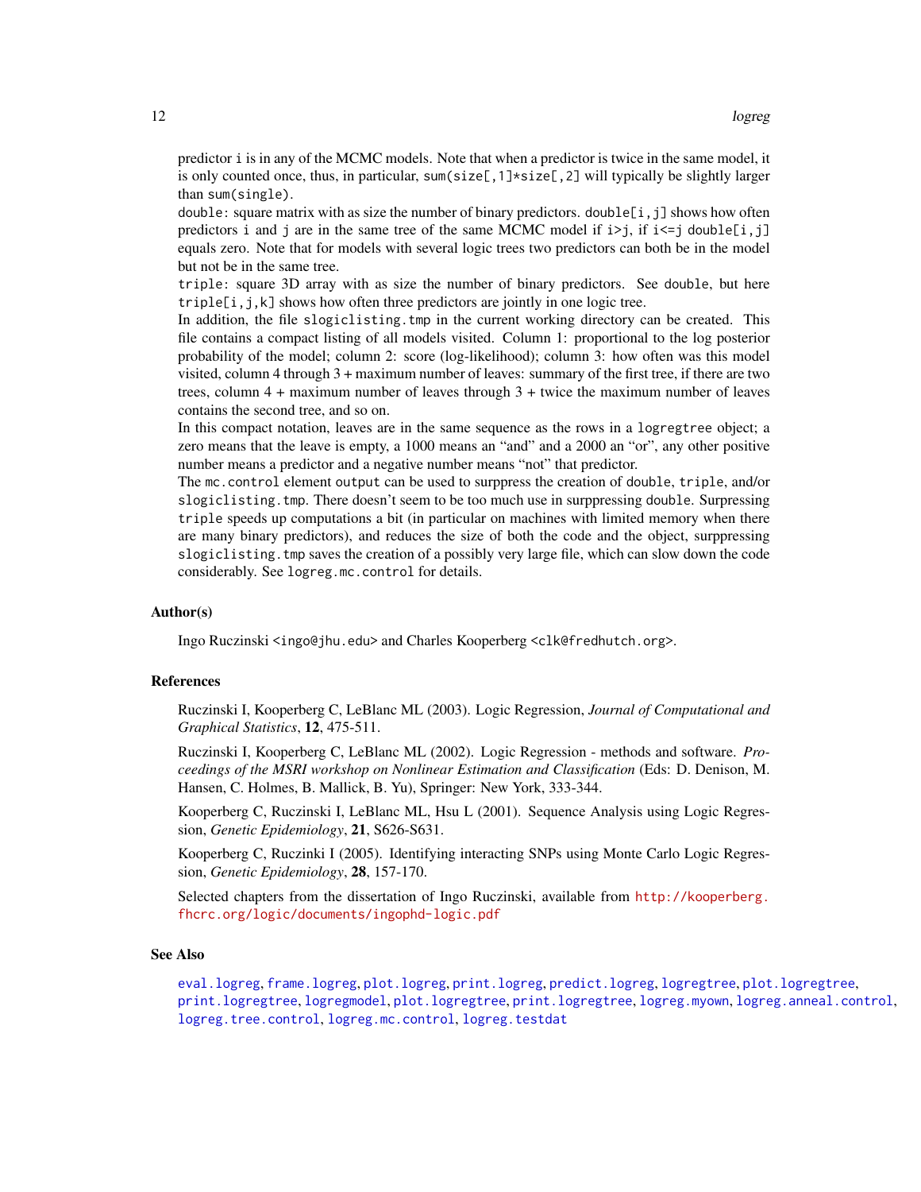predictor `i` is in any of the MCMC models. Note that when a predictor is twice in the same model, it is only counted once, thus, in particular, `sum(size[,1]*size[,2]` will typically be slightly larger than `sum(single)`.

`double`: square matrix with as size the number of binary predictors. `double[i,j]` shows how often predictors `i` and `j` are in the same tree of the same MCMC model if `i>j`, if `i<=j` `double[i,j]` equals zero. Note that for models with several logic trees two predictors can both be in the model but not be in the same tree.

`triple`: square 3D array with as size the number of binary predictors. See `double`, but here `triple[i,j,k]` shows how often three predictors are jointly in one logic tree.

In addition, the file `slogiclisting.tmp` in the current working directory can be created. This file contains a compact listing of all models visited. Column 1: proportional to the log posterior probability of the model; column 2: score (log-likelihood); column 3: how often was this model visited, column 4 through 3 + maximum number of leaves: summary of the first tree, if there are two trees, column 4 + maximum number of leaves through 3 + twice the maximum number of leaves contains the second tree, and so on.

In this compact notation, leaves are in the same sequence as the rows in a `logregtree` object; a zero means that the leave is empty, a 1000 means an "and" and a 2000 an "or", any other positive number means a predictor and a negative number means "not" that predictor.

The `mc.control` element `output` can be used to surppress the creation of `double`, `triple`, and/or `slogiclisting.tmp`. There doesn't seem to be too much use in surppressing `double`. Surpressing `triple` speeds up computations a bit (in particular on machines with limited memory when there are many binary predictors), and reduces the size of both the code and the object, surppressing `slogiclisting.tmp` saves the creation of a possibly very large file, which can slow down the code considerably. See `logreg.mc.control` for details.

## Author(s)

Ingo Ruczinski <ingo@jhu.edu> and Charles Kooperberg <clk@fredhutch.org>.

## References

Ruczinski I, Kooperberg C, LeBlanc ML (2003). Logic Regression, *Journal of Computational and Graphical Statistics*, **12**, 475-511.

Ruczinski I, Kooperberg C, LeBlanc ML (2002). Logic Regression - methods and software. *Proceedings of the MSRI workshop on Nonlinear Estimation and Classification* (Eds: D. Denison, M. Hansen, C. Holmes, B. Mallick, B. Yu), Springer: New York, 333-344.

Kooperberg C, Ruczinski I, LeBlanc ML, Hsu L (2001). Sequence Analysis using Logic Regression, *Genetic Epidemiology*, **21**, S626-S631.

Kooperberg C, Ruczinki I (2005). Identifying interacting SNPs using Monte Carlo Logic Regression, *Genetic Epidemiology*, **28**, 157-170.

Selected chapters from the dissertation of Ingo Ruczinski, available from http://kooperberg.fhcrc.org/logic/documents/ingophd-logic.pdf

## See Also

`eval.logreg`, `frame.logreg`, `plot.logreg`, `print.logreg`, `predict.logreg`, `logregtree`, `plot.logregtree`, `print.logregtree`, `logregmodel`, `plot.logregtree`, `print.logregtree`, `logreg.myown`, `logreg.anneal.control`, `logreg.tree.control`, `logreg.mc.control`, `logreg.testdat`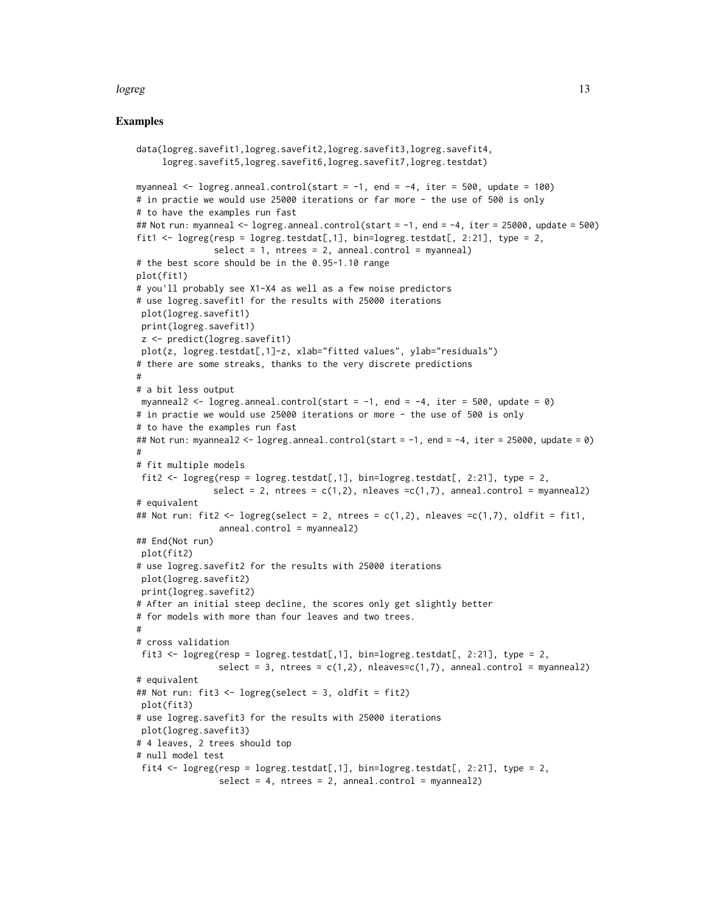## Examples

```
data(logreg.savefit1,logreg.savefit2,logreg.savefit3,logreg.savefit4,
     logreg.savefit5,logreg.savefit6,logreg.savefit7,logreg.testdat)

myanneal <- logreg.anneal.control(start = -1, end = -4, iter = 500, update = 100)
# in practie we would use 25000 iterations or far more - the use of 500 is only
# to have the examples run fast
## Not run: myanneal <- logreg.anneal.control(start = -1, end = -4, iter = 25000, update = 500)
fit1 <- logreg(resp = logreg.testdat[,1], bin=logreg.testdat[, 2:21], type = 2,
               select = 1, ntrees = 2, anneal.control = myanneal)
# the best score should be in the 0.95-1.10 range
plot(fit1)
# you'll probably see X1-X4 as well as a few noise predictors
# use logreg.savefit1 for the results with 25000 iterations
 plot(logreg.savefit1)
 print(logreg.savefit1)
 z <- predict(logreg.savefit1)
 plot(z, logreg.testdat[,1]-z, xlab="fitted values", ylab="residuals")
# there are some streaks, thanks to the very discrete predictions
#
# a bit less output
 myanneal2 <- logreg.anneal.control(start = -1, end = -4, iter = 500, update = 0)
# in practie we would use 25000 iterations or more - the use of 500 is only
# to have the examples run fast
## Not run: myanneal2 <- logreg.anneal.control(start = -1, end = -4, iter = 25000, update = 0)
#
# fit multiple models
 fit2 <- logreg(resp = logreg.testdat[,1], bin=logreg.testdat[, 2:21], type = 2,
              select = 2, ntrees = c(1,2), nleaves =c(1,7), anneal.control = myanneal2)
# equivalent
## Not run: fit2 <- logreg(select = 2, ntrees = c(1,2), nleaves =c(1,7), oldfit = fit1,
               anneal.control = myanneal2)
## End(Not run)
 plot(fit2)
# use logreg.savefit2 for the results with 25000 iterations
 plot(logreg.savefit2)
 print(logreg.savefit2)
# After an initial steep decline, the scores only get slightly better
# for models with more than four leaves and two trees.
#
# cross validation
 fit3 <- logreg(resp = logreg.testdat[,1], bin=logreg.testdat[, 2:21], type = 2,
               select = 3, ntrees = c(1,2), nleaves=c(1,7), anneal.control = myanneal2)
# equivalent
## Not run: fit3 <- logreg(select = 3, oldfit = fit2)
 plot(fit3)
# use logreg.savefit3 for the results with 25000 iterations
 plot(logreg.savefit3)
# 4 leaves, 2 trees should top
# null model test
 fit4 <- logreg(resp = logreg.testdat[,1], bin=logreg.testdat[, 2:21], type = 2,
               select = 4, ntrees = 2, anneal.control = myanneal2)
```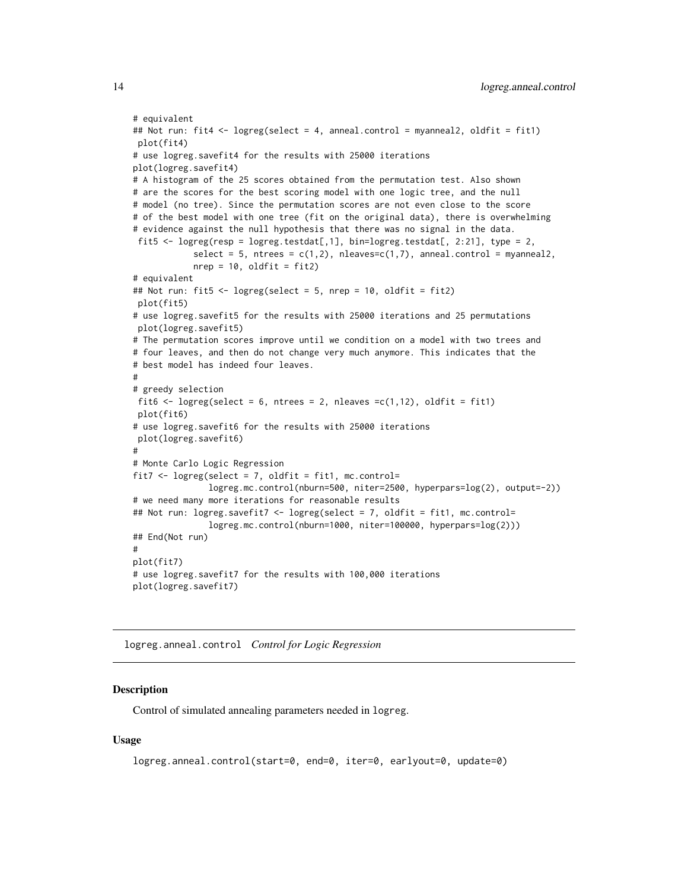```
# equivalent
## Not run: fit4 <- logreg(select = 4, anneal.control = myanneal2, oldfit = fit1)
 plot(fit4)
# use logreg.savefit4 for the results with 25000 iterations
plot(logreg.savefit4)
# A histogram of the 25 scores obtained from the permutation test. Also shown
# are the scores for the best scoring model with one logic tree, and the null
# model (no tree). Since the permutation scores are not even close to the score
# of the best model with one tree (fit on the original data), there is overwhelming
# evidence against the null hypothesis that there was no signal in the data.
 fit5 <- logreg(resp = logreg.testdat[,1], bin=logreg.testdat[, 2:21], type = 2,
            select = 5, ntrees = c(1,2), nleaves=c(1,7), anneal.control = myanneal2,
            nrep = 10, oldfit = fit2)
# equivalent
## Not run: fit5 <- logreg(select = 5, nrep = 10, oldfit = fit2)
 plot(fit5)
# use logreg.savefit5 for the results with 25000 iterations and 25 permutations
 plot(logreg.savefit5)
# The permutation scores improve until we condition on a model with two trees and
# four leaves, and then do not change very much anymore. This indicates that the
# best model has indeed four leaves.
#
# greedy selection
 fit6 <- logreg(select = 6, ntrees = 2, nleaves =c(1,12), oldfit = fit1)
 plot(fit6)
# use logreg.savefit6 for the results with 25000 iterations
 plot(logreg.savefit6)
#
# Monte Carlo Logic Regression
fit7 <- logreg(select = 7, oldfit = fit1, mc.control=
              logreg.mc.control(nburn=500, niter=2500, hyperpars=log(2), output=-2))
# we need many more iterations for reasonable results
## Not run: logreg.savefit7 <- logreg(select = 7, oldfit = fit1, mc.control=
              logreg.mc.control(nburn=1000, niter=100000, hyperpars=log(2)))
## End(Not run)
#
plot(fit7)
# use logreg.savefit7 for the results with 100,000 iterations
plot(logreg.savefit7)
```

---

logreg.anneal.control    *Control for Logic Regression*

---

### Description

Control of simulated annealing parameters needed in `logreg`.

### Usage

```
logreg.anneal.control(start=0, end=0, iter=0, earlyout=0, update=0)
```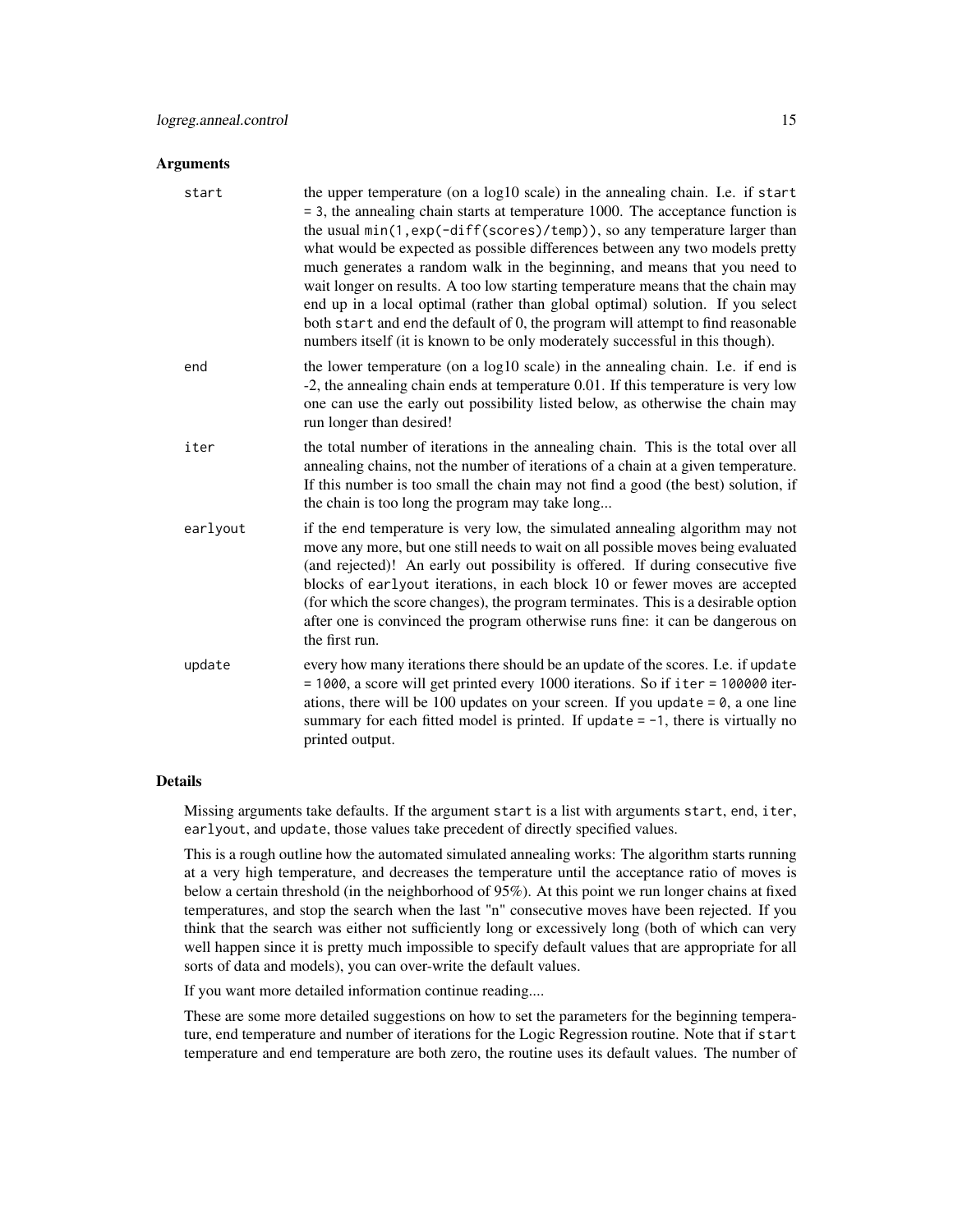## Arguments

- **start**: the upper temperature (on a log10 scale) in the annealing chain. I.e. if `start = 3`, the annealing chain starts at temperature 1000. The acceptance function is the usual `min(1,exp(-diff(scores)/temp))`, so any temperature larger than what would be expected as possible differences between any two models pretty much generates a random walk in the beginning, and means that you need to wait longer on results. A too low starting temperature means that the chain may end up in a local optimal (rather than global optimal) solution. If you select both `start` and `end` the default of 0, the program will attempt to find reasonable numbers itself (it is known to be only moderately successful in this though).
- **end**: the lower temperature (on a log10 scale) in the annealing chain. I.e. if `end` is -2, the annealing chain ends at temperature 0.01. If this temperature is very low one can use the early out possibility listed below, as otherwise the chain may run longer than desired!
- **iter**: the total number of iterations in the annealing chain. This is the total over all annealing chains, not the number of iterations of a chain at a given temperature. If this number is too small the chain may not find a good (the best) solution, if the chain is too long the program may take long...
- **earlyout**: if the end temperature is very low, the simulated annealing algorithm may not move any more, but one still needs to wait on all possible moves being evaluated (and rejected)! An early out possibility is offered. If during consecutive five blocks of `earlyout` iterations, in each block 10 or fewer moves are accepted (for which the score changes), the program terminates. This is a desirable option after one is convinced the program otherwise runs fine: it can be dangerous on the first run.
- **update**: every how many iterations there should be an update of the scores. I.e. if `update = 1000`, a score will get printed every 1000 iterations. So if `iter = 100000` iterations, there will be 100 updates on your screen. If you `update = 0`, a one line summary for each fitted model is printed. If `update = -1`, there is virtually no printed output.

## Details

Missing arguments take defaults. If the argument `start` is a list with arguments `start`, `end`, `iter`, `earlyout`, and `update`, those values take precedent of directly specified values.

This is a rough outline how the automated simulated annealing works: The algorithm starts running at a very high temperature, and decreases the temperature until the acceptance ratio of moves is below a certain threshold (in the neighborhood of 95%). At this point we run longer chains at fixed temperatures, and stop the search when the last "n" consecutive moves have been rejected. If you think that the search was either not sufficiently long or excessively long (both of which can very well happen since it is pretty much impossible to specify default values that are appropriate for all sorts of data and models), you can over-write the default values.

If you want more detailed information continue reading....

These are some more detailed suggestions on how to set the parameters for the beginning temperature, end temperature and number of iterations for the Logic Regression routine. Note that if `start` temperature and `end` temperature are both zero, the routine uses its default values. The number of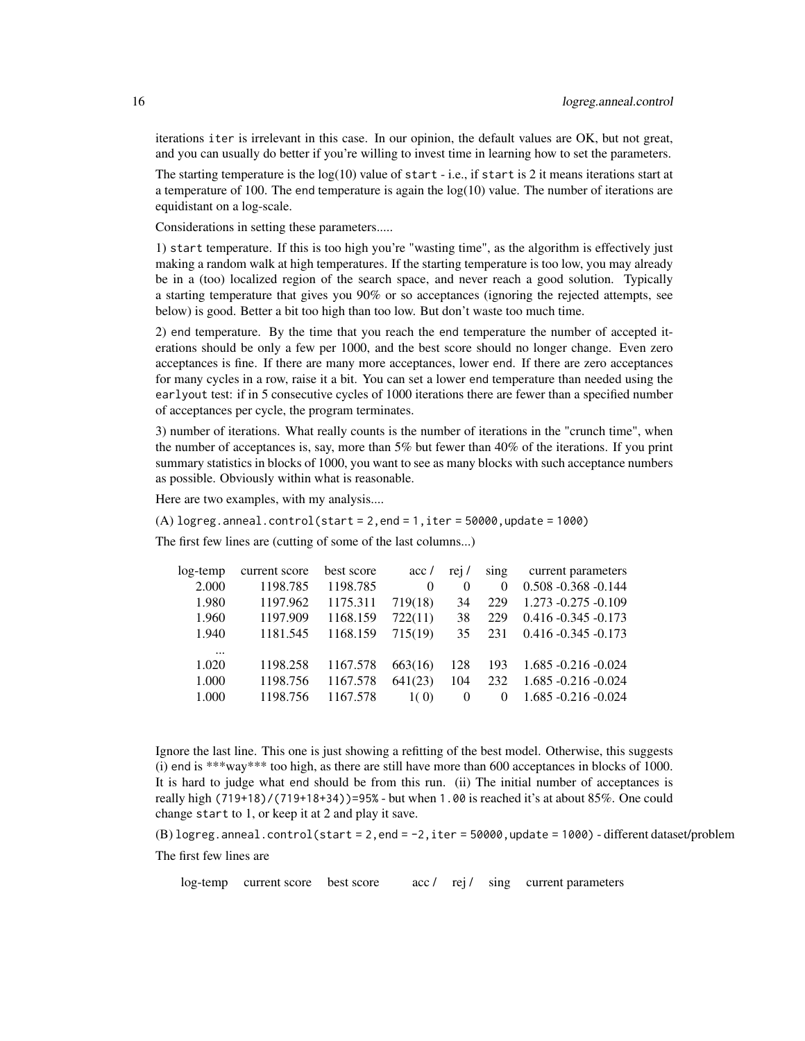iterations `iter` is irrelevant in this case. In our opinion, the default values are OK, but not great, and you can usually do better if you're willing to invest time in learning how to set the parameters.

The starting temperature is the log(10) value of `start` - i.e., if `start` is 2 it means iterations start at a temperature of 100. The `end` temperature is again the log(10) value. The number of iterations are equidistant on a log-scale.

Considerations in setting these parameters.....

1) `start` temperature. If this is too high you're "wasting time", as the algorithm is effectively just making a random walk at high temperatures. If the starting temperature is too low, you may already be in a (too) localized region of the search space, and never reach a good solution. Typically a starting temperature that gives you 90% or so acceptances (ignoring the rejected attempts, see below) is good. Better a bit too high than too low. But don't waste too much time.

2) `end` temperature. By the time that you reach the `end` temperature the number of accepted iterations should be only a few per 1000, and the best score should no longer change. Even zero acceptances is fine. If there are many more acceptances, lower `end`. If there are zero acceptances for many cycles in a row, raise it a bit. You can set a lower `end` temperature than needed using the `earlyout` test: if in 5 consecutive cycles of 1000 iterations there are fewer than a specified number of acceptances per cycle, the program terminates.

3) number of iterations. What really counts is the number of iterations in the "crunch time", when the number of acceptances is, say, more than 5% but fewer than 40% of the iterations. If you print summary statistics in blocks of 1000, you want to see as many blocks with such acceptance numbers as possible. Obviously within what is reasonable.

Here are two examples, with my analysis....

(A) `logreg.anneal.control(start = 2, end = 1, iter = 50000, update = 1000)`

The first few lines are (cutting of some of the last columns...)

| log-temp | current score | best score | acc / | rej / | sing | current parameters |
|---|---|---|---|---|---|---|
| 2.000 | 1198.785 | 1198.785 | 0 | 0 | 0 | 0.508 -0.368 -0.144 |
| 1.980 | 1197.962 | 1175.311 | 719(18) | 34 | 229 | 1.273 -0.275 -0.109 |
| 1.960 | 1197.909 | 1168.159 | 722(11) | 38 | 229 | 0.416 -0.345 -0.173 |
| 1.940 | 1181.545 | 1168.159 | 715(19) | 35 | 231 | 0.416 -0.345 -0.173 |
| ... | | | | | | |
| 1.020 | 1198.258 | 1167.578 | 663(16) | 128 | 193 | 1.685 -0.216 -0.024 |
| 1.000 | 1198.756 | 1167.578 | 641(23) | 104 | 232 | 1.685 -0.216 -0.024 |
| 1.000 | 1198.756 | 1167.578 | 1( 0) | 0 | 0 | 1.685 -0.216 -0.024 |

Ignore the last line. This one is just showing a refitting of the best model. Otherwise, this suggests (i) `end` is ***way*** too high, as there are still have more than 600 acceptances in blocks of 1000. It is hard to judge what `end` should be from this run. (ii) The initial number of acceptances is really high `(719+18)/(719+18+34))=95%` - but when `1.00` is reached it's at about 85%. One could change `start` to 1, or keep it at 2 and play it save.

(B) `logreg.anneal.control(start = 2, end = -2, iter = 50000, update = 1000)` - different dataset/problem

The first few lines are

| log-temp | current score | best score | acc / | rej / | sing | current parameters |
|---|---|---|---|---|---|---|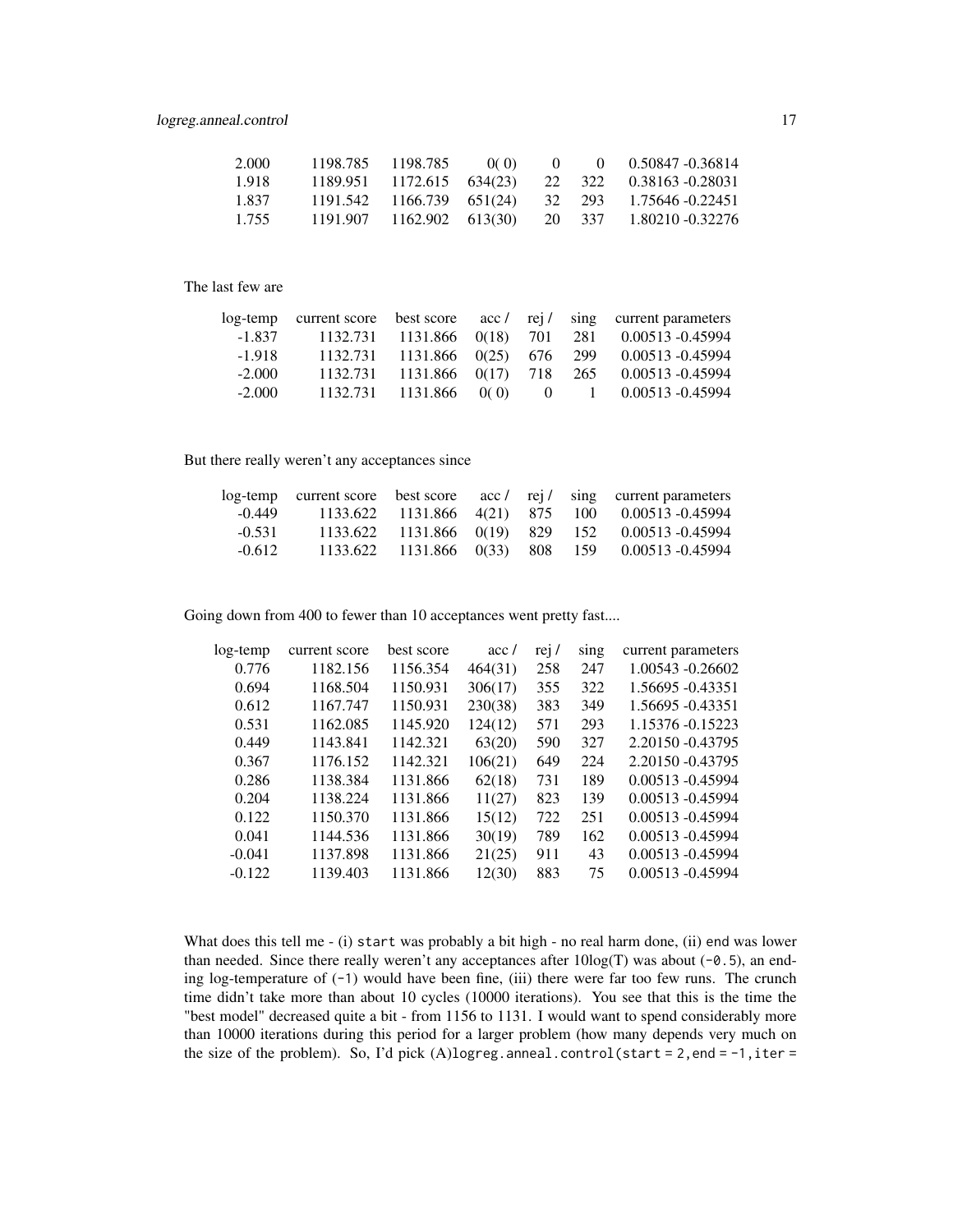| | | | | | | |
|---|---|---|---|---|---|---|
| 2.000 | 1198.785 | 1198.785 | 0( 0) | 0 | 0 | 0.50847 -0.36814 |
| 1.918 | 1189.951 | 1172.615 | 634(23) | 22 | 322 | 0.38163 -0.28031 |
| 1.837 | 1191.542 | 1166.739 | 651(24) | 32 | 293 | 1.75646 -0.22451 |
| 1.755 | 1191.907 | 1162.902 | 613(30) | 20 | 337 | 1.80210 -0.32276 |

The last few are

| log-temp | current score | best score | acc / | rej / | sing | current parameters |
|---|---|---|---|---|---|---|
| -1.837 | 1132.731 | 1131.866 | 0(18) | 701 | 281 | 0.00513 -0.45994 |
| -1.918 | 1132.731 | 1131.866 | 0(25) | 676 | 299 | 0.00513 -0.45994 |
| -2.000 | 1132.731 | 1131.866 | 0(17) | 718 | 265 | 0.00513 -0.45994 |
| -2.000 | 1132.731 | 1131.866 | 0( 0) | 0 | 1 | 0.00513 -0.45994 |

But there really weren't any acceptances since

| log-temp | current score | best score | acc / | rej / | sing | current parameters |
|---|---|---|---|---|---|---|
| -0.449 | 1133.622 | 1131.866 | 4(21) | 875 | 100 | 0.00513 -0.45994 |
| -0.531 | 1133.622 | 1131.866 | 0(19) | 829 | 152 | 0.00513 -0.45994 |
| -0.612 | 1133.622 | 1131.866 | 0(33) | 808 | 159 | 0.00513 -0.45994 |

Going down from 400 to fewer than 10 acceptances went pretty fast....

| log-temp | current score | best score | acc / | rej / | sing | current parameters |
|---|---|---|---|---|---|---|
| 0.776 | 1182.156 | 1156.354 | 464(31) | 258 | 247 | 1.00543 -0.26602 |
| 0.694 | 1168.504 | 1150.931 | 306(17) | 355 | 322 | 1.56695 -0.43351 |
| 0.612 | 1167.747 | 1150.931 | 230(38) | 383 | 349 | 1.56695 -0.43351 |
| 0.531 | 1162.085 | 1145.920 | 124(12) | 571 | 293 | 1.15376 -0.15223 |
| 0.449 | 1143.841 | 1142.321 | 63(20) | 590 | 327 | 2.20150 -0.43795 |
| 0.367 | 1176.152 | 1142.321 | 106(21) | 649 | 224 | 2.20150 -0.43795 |
| 0.286 | 1138.384 | 1131.866 | 62(18) | 731 | 189 | 0.00513 -0.45994 |
| 0.204 | 1138.224 | 1131.866 | 11(27) | 823 | 139 | 0.00513 -0.45994 |
| 0.122 | 1150.370 | 1131.866 | 15(12) | 722 | 251 | 0.00513 -0.45994 |
| 0.041 | 1144.536 | 1131.866 | 30(19) | 789 | 162 | 0.00513 -0.45994 |
| -0.041 | 1137.898 | 1131.866 | 21(25) | 911 | 43 | 0.00513 -0.45994 |
| -0.122 | 1139.403 | 1131.866 | 12(30) | 883 | 75 | 0.00513 -0.45994 |

What does this tell me - (i) `start` was probably a bit high - no real harm done, (ii) end was lower than needed. Since there really weren't any acceptances after 10log(T) was about (`-0.5`), an ending log-temperature of (`-1`) would have been fine, (iii) there were far too few runs. The crunch time didn't take more than about 10 cycles (10000 iterations). You see that this is the time the "best model" decreased quite a bit - from 1156 to 1131. I would want to spend considerably more than 10000 iterations during this period for a larger problem (how many depends very much on the size of the problem). So, I'd pick (A)`logreg.anneal.control(start = 2, end = -1, iter =`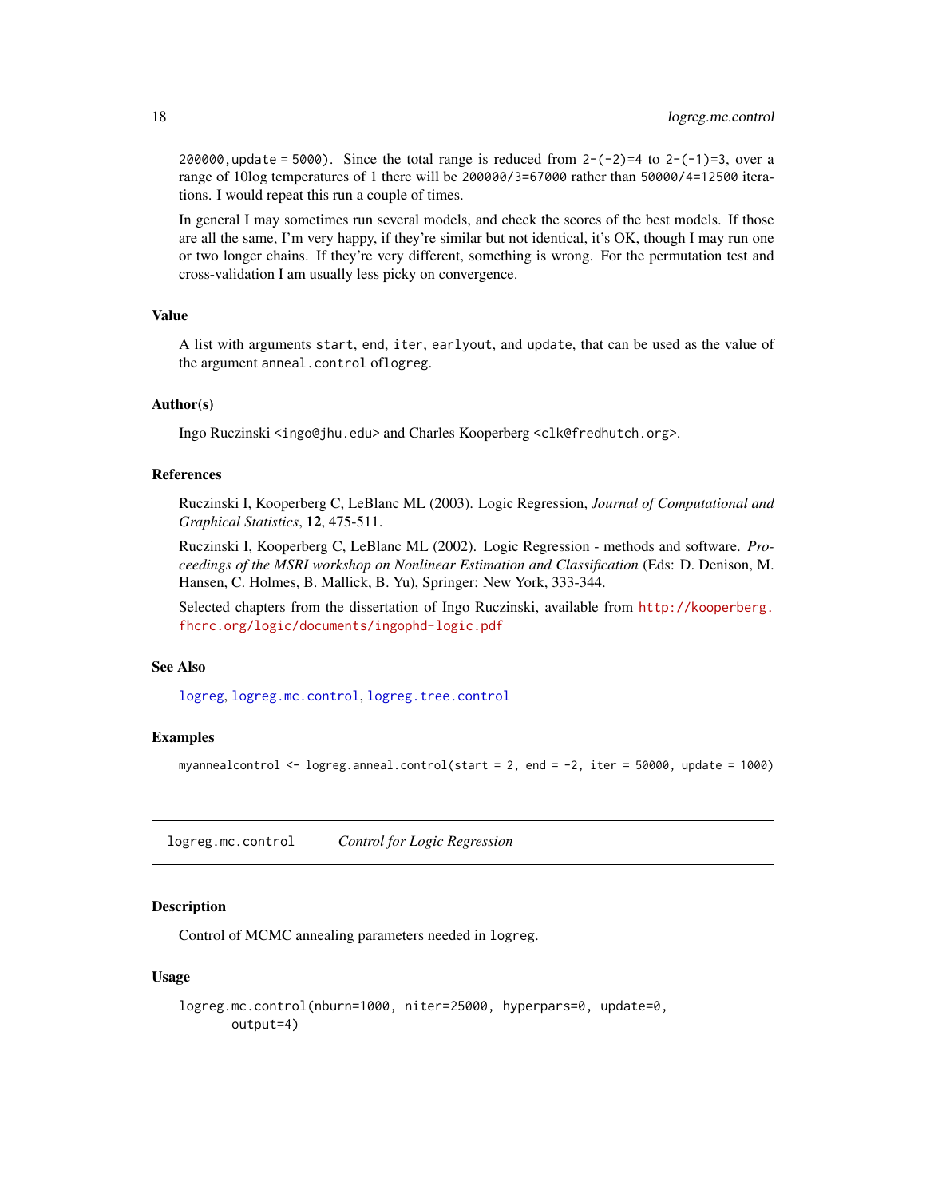200000, update = 5000). Since the total range is reduced from 2-(-2)=4 to 2-(-1)=3, over a range of 10log temperatures of 1 there will be 200000/3=67000 rather than 50000/4=12500 iterations. I would repeat this run a couple of times.

In general I may sometimes run several models, and check the scores of the best models. If those are all the same, I'm very happy, if they're similar but not identical, it's OK, though I may run one or two longer chains. If they're very different, something is wrong. For the permutation test and cross-validation I am usually less picky on convergence.

### Value

A list with arguments `start`, `end`, `iter`, `earlyout`, and `update`, that can be used as the value of the argument `anneal.control` of`logreg`.

### Author(s)

Ingo Ruczinski <ingo@jhu.edu> and Charles Kooperberg <clk@fredhutch.org>.

### References

Ruczinski I, Kooperberg C, LeBlanc ML (2003). Logic Regression, *Journal of Computational and Graphical Statistics*, **12**, 475-511.

Ruczinski I, Kooperberg C, LeBlanc ML (2002). Logic Regression - methods and software. *Proceedings of the MSRI workshop on Nonlinear Estimation and Classification* (Eds: D. Denison, M. Hansen, C. Holmes, B. Mallick, B. Yu), Springer: New York, 333-344.

Selected chapters from the dissertation of Ingo Ruczinski, available from http://kooperberg.fhcrc.org/logic/documents/ingophd-logic.pdf

### See Also

`logreg`, `logreg.mc.control`, `logreg.tree.control`

### Examples

```
myannealcontrol <- logreg.anneal.control(start = 2, end = -2, iter = 50000, update = 1000)
```

---

## `logreg.mc.control` *Control for Logic Regression*

### Description

Control of MCMC annealing parameters needed in `logreg`.

### Usage

```
logreg.mc.control(nburn=1000, niter=25000, hyperpars=0, update=0,
       output=4)
```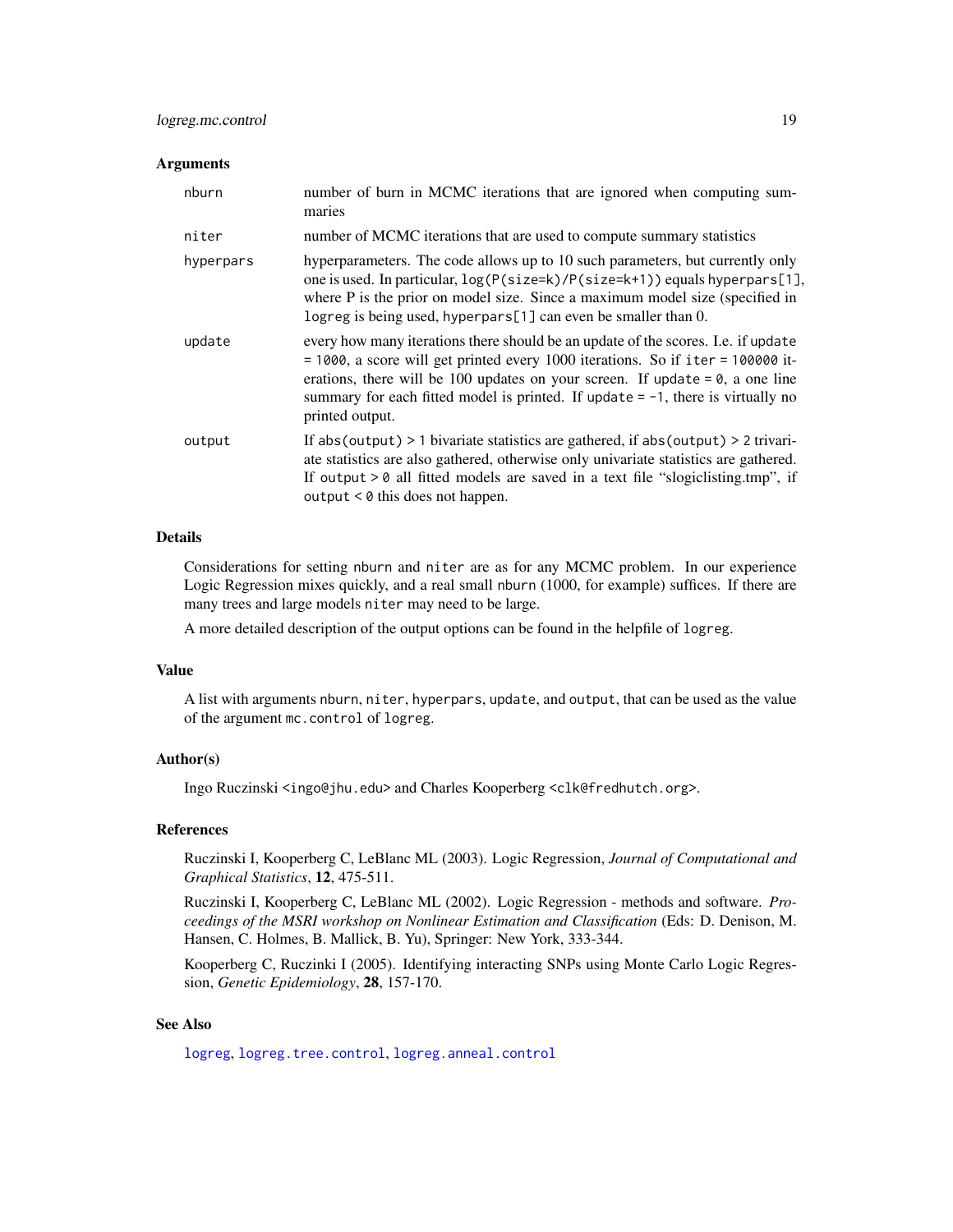## Arguments

| | |
|---|---|
| `nburn` | number of burn in MCMC iterations that are ignored when computing summaries |
| `niter` | number of MCMC iterations that are used to compute summary statistics |
| `hyperpars` | hyperparameters. The code allows up to 10 such parameters, but currently only one is used. In particular, `log(P(size=k)/P(size=k+1))` equals `hyperpars[1]`, where P is the prior on model size. Since a maximum model size (specified in `logreg` is being used, `hyperpars[1]` can even be smaller than 0. |
| `update` | every how many iterations there should be an update of the scores. I.e. if `update = 1000`, a score will get printed every 1000 iterations. So if `iter = 100000` iterations, there will be 100 updates on your screen. If `update = 0`, a one line summary for each fitted model is printed. If `update = -1`, there is virtually no printed output. |
| `output` | If `abs(output) > 1` bivariate statistics are gathered, if `abs(output) > 2` trivariate statistics are also gathered, otherwise only univariate statistics are gathered. If `output > 0` all fitted models are saved in a text file "slogiclisting.tmp", if `output < 0` this does not happen. |

## Details

Considerations for setting `nburn` and `niter` are as for any MCMC problem. In our experience Logic Regression mixes quickly, and a real small `nburn` (1000, for example) suffices. If there are many trees and large models `niter` may need to be large.

A more detailed description of the output options can be found in the helpfile of `logreg`.

## Value

A list with arguments `nburn`, `niter`, `hyperpars`, `update`, and `output`, that can be used as the value of the argument `mc.control` of `logreg`.

## Author(s)

Ingo Ruczinski <ingo@jhu.edu> and Charles Kooperberg <clk@fredhutch.org>.

## References

Ruczinski I, Kooperberg C, LeBlanc ML (2003). Logic Regression, *Journal of Computational and Graphical Statistics*, **12**, 475-511.

Ruczinski I, Kooperberg C, LeBlanc ML (2002). Logic Regression - methods and software. *Proceedings of the MSRI workshop on Nonlinear Estimation and Classification* (Eds: D. Denison, M. Hansen, C. Holmes, B. Mallick, B. Yu), Springer: New York, 333-344.

Kooperberg C, Ruczinki I (2005). Identifying interacting SNPs using Monte Carlo Logic Regression, *Genetic Epidemiology*, **28**, 157-170.

## See Also

`logreg`, `logreg.tree.control`, `logreg.anneal.control`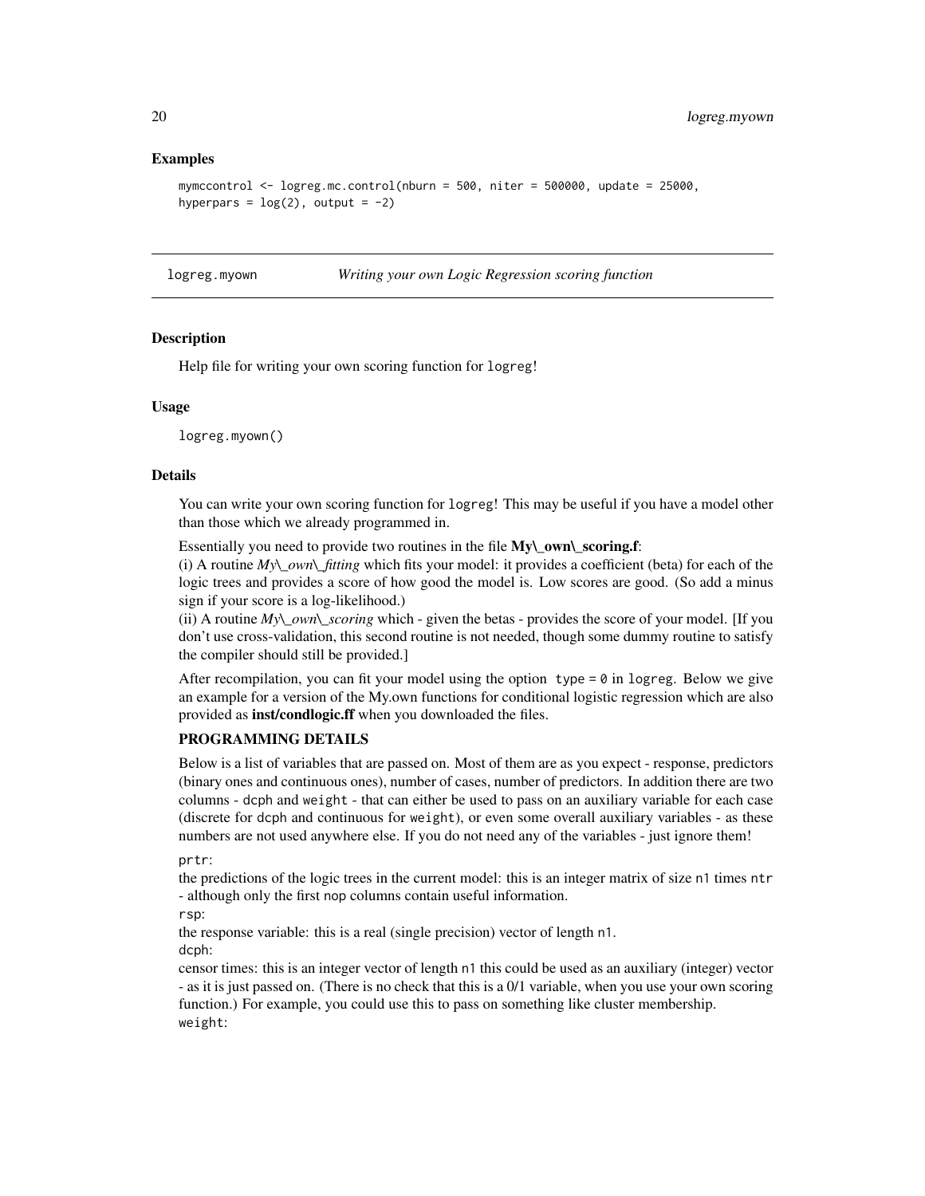### Examples

```
mymccontrol <- logreg.mc.control(nburn = 500, niter = 500000, update = 25000,
hyperpars = log(2), output = -2)
```

---

## logreg.myown — *Writing your own Logic Regression scoring function*

---

### Description

Help file for writing your own scoring function for `logreg`!

### Usage

```
logreg.myown()
```

### Details

You can write your own scoring function for `logreg`! This may be useful if you have a model other than those which we already programmed in.

Essentially you need to provide two routines in the file **My\_own\_scoring.f**:
(i) A routine *My\_own\_fitting* which fits your model: it provides a coefficient (beta) for each of the logic trees and provides a score of how good the model is. Low scores are good. (So add a minus sign if your score is a log-likelihood.)
(ii) A routine *My\_own\_scoring* which - given the betas - provides the score of your model. [If you don't use cross-validation, this second routine is not needed, though some dummy routine to satisfy the compiler should still be provided.]

After recompilation, you can fit your model using the option `type = 0` in `logreg`. Below we give an example for a version of the My.own functions for conditional logistic regression which are also provided as **inst/condlogic.ff** when you downloaded the files.

**PROGRAMMING DETAILS**

Below is a list of variables that are passed on. Most of them are as you expect - response, predictors (binary ones and continuous ones), number of cases, number of predictors. In addition there are two columns - `dcph` and `weight` - that can either be used to pass on an auxiliary variable for each case (discrete for `dcph` and continuous for `weight`), or even some overall auxiliary variables - as these numbers are not used anywhere else. If you do not need any of the variables - just ignore them!

`prtr`:
the predictions of the logic trees in the current model: this is an integer matrix of size `n1` times `ntr` - although only the first `nop` columns contain useful information.
`rsp`:
the response variable: this is a real (single precision) vector of length `n1`.
`dcph`:
censor times: this is an integer vector of length `n1` this could be used as an auxiliary (integer) vector - as it is just passed on. (There is no check that this is a 0/1 variable, when you use your own scoring function.) For example, you could use this to pass on something like cluster membership.
`weight`: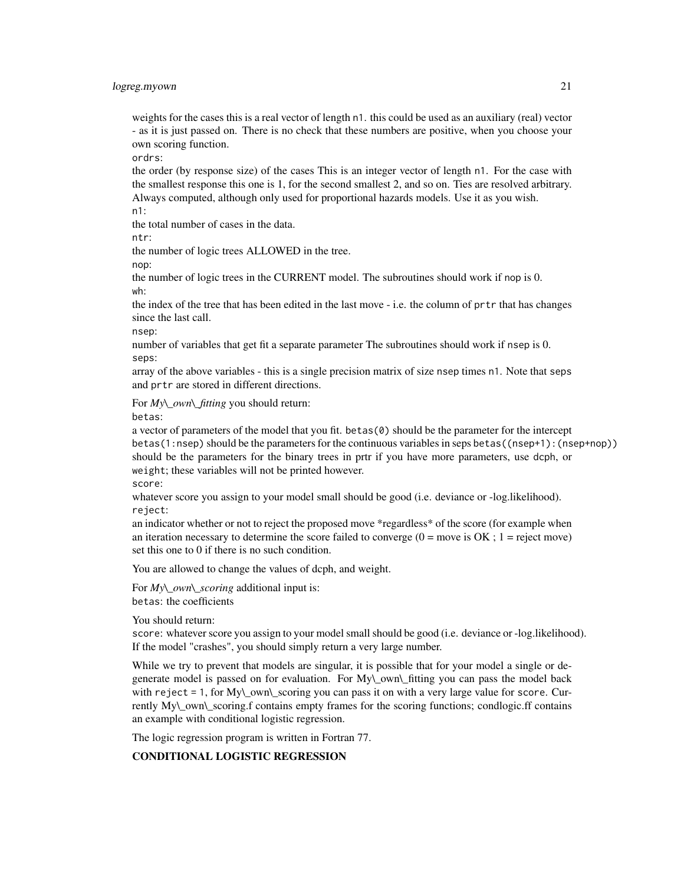weights for the cases this is a real vector of length `n1`. this could be used as an auxiliary (real) vector - as it is just passed on. There is no check that these numbers are positive, when you choose your own scoring function.

`ordrs`:

the order (by response size) of the cases This is an integer vector of length `n1`. For the case with the smallest response this one is 1, for the second smallest 2, and so on. Ties are resolved arbitrary. Always computed, although only used for proportional hazards models. Use it as you wish.

`n1`:

the total number of cases in the data.

`ntr`:

the number of logic trees ALLOWED in the tree.

`nop`:

the number of logic trees in the CURRENT model. The subroutines should work if `nop` is 0.

`wh`:

the index of the tree that has been edited in the last move - i.e. the column of `prtr` that has changes since the last call.

`nsep`:

number of variables that get fit a separate parameter The subroutines should work if `nsep` is 0.

`seps`:

array of the above variables - this is a single precision matrix of size `nsep` times `n1`. Note that `seps` and `prtr` are stored in different directions.

For *My\_own\_fitting* you should return:

`betas`:

a vector of parameters of the model that you fit. `betas(0)` should be the parameter for the intercept `betas(1:nsep)` should be the parameters for the continuous variables in seps `betas((nsep+1):(nsep+nop))` should be the parameters for the binary trees in prtr if you have more parameters, use `dcph`, or `weight`; these variables will not be printed however.

`score`:

whatever score you assign to your model small should be good (i.e. deviance or -log.likelihood).

`reject`:

an indicator whether or not to reject the proposed move *regardless* of the score (for example when an iteration necessary to determine the score failed to converge (0 = move is OK ; 1 = reject move) set this one to 0 if there is no such condition.

You are allowed to change the values of dcph, and weight.

For *My\_own\_scoring* additional input is:
`betas`: the coefficients

You should return:
`score`: whatever score you assign to your model small should be good (i.e. deviance or -log.likelihood). If the model "crashes", you should simply return a very large number.

While we try to prevent that models are singular, it is possible that for your model a single or degenerate model is passed on for evaluation. For My\_own\_fitting you can pass the model back with `reject = 1`, for My\_own\_scoring you can pass it on with a very large value for `score`. Currently My\_own\_scoring.f contains empty frames for the scoring functions; condlogic.ff contains an example with conditional logistic regression.

The logic regression program is written in Fortran 77.

**CONDITIONAL LOGISTIC REGRESSION**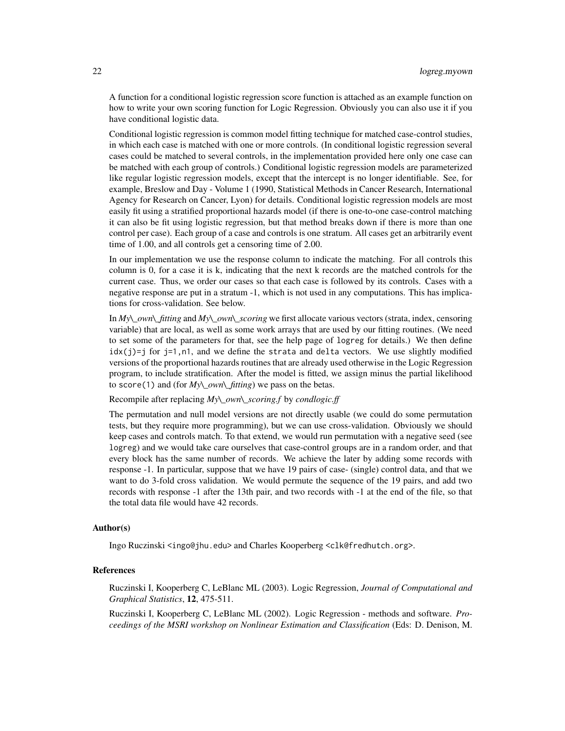A function for a conditional logistic regression score function is attached as an example function on how to write your own scoring function for Logic Regression. Obviously you can also use it if you have conditional logistic data.

Conditional logistic regression is common model fitting technique for matched case-control studies, in which each case is matched with one or more controls. (In conditional logistic regression several cases could be matched to several controls, in the implementation provided here only one case can be matched with each group of controls.) Conditional logistic regression models are parameterized like regular logistic regression models, except that the intercept is no longer identifiable. See, for example, Breslow and Day - Volume 1 (1990, Statistical Methods in Cancer Research, International Agency for Research on Cancer, Lyon) for details. Conditional logistic regression models are most easily fit using a stratified proportional hazards model (if there is one-to-one case-control matching it can also be fit using logistic regression, but that method breaks down if there is more than one control per case). Each group of a case and controls is one stratum. All cases get an arbitrarily event time of 1.00, and all controls get a censoring time of 2.00.

In our implementation we use the response column to indicate the matching. For all controls this column is 0, for a case it is k, indicating that the next k records are the matched controls for the current case. Thus, we order our cases so that each case is followed by its controls. Cases with a negative response are put in a stratum -1, which is not used in any computations. This has implications for cross-validation. See below.

In *My\_own\_fitting* and *My\_own\_scoring* we first allocate various vectors (strata, index, censoring variable) that are local, as well as some work arrays that are used by our fitting routines. (We need to set some of the parameters for that, see the help page of `logreg` for details.) We then define `idx(j)=j` for `j=1,n1`, and we define the `strata` and `delta` vectors. We use slightly modified versions of the proportional hazards routines that are already used otherwise in the Logic Regression program, to include stratification. After the model is fitted, we assign minus the partial likelihood to `score(1)` and (for *My\_own\_fitting*) we pass on the betas.

Recompile after replacing *My\_own\_scoring.f* by *condlogic.ff*

The permutation and null model versions are not directly usable (we could do some permutation tests, but they require more programming), but we can use cross-validation. Obviously we should keep cases and controls match. To that extend, we would run permutation with a negative seed (see `logreg`) and we would take care ourselves that case-control groups are in a random order, and that every block has the same number of records. We achieve the later by adding some records with response -1. In particular, suppose that we have 19 pairs of case- (single) control data, and that we want to do 3-fold cross validation. We would permute the sequence of the 19 pairs, and add two records with response -1 after the 13th pair, and two records with -1 at the end of the file, so that the total data file would have 42 records.

### Author(s)

Ingo Ruczinski <ingo@jhu.edu> and Charles Kooperberg <clk@fredhutch.org>.

### References

Ruczinski I, Kooperberg C, LeBlanc ML (2003). Logic Regression, *Journal of Computational and Graphical Statistics*, **12**, 475-511.

Ruczinski I, Kooperberg C, LeBlanc ML (2002). Logic Regression - methods and software. *Proceedings of the MSRI workshop on Nonlinear Estimation and Classification* (Eds: D. Denison, M.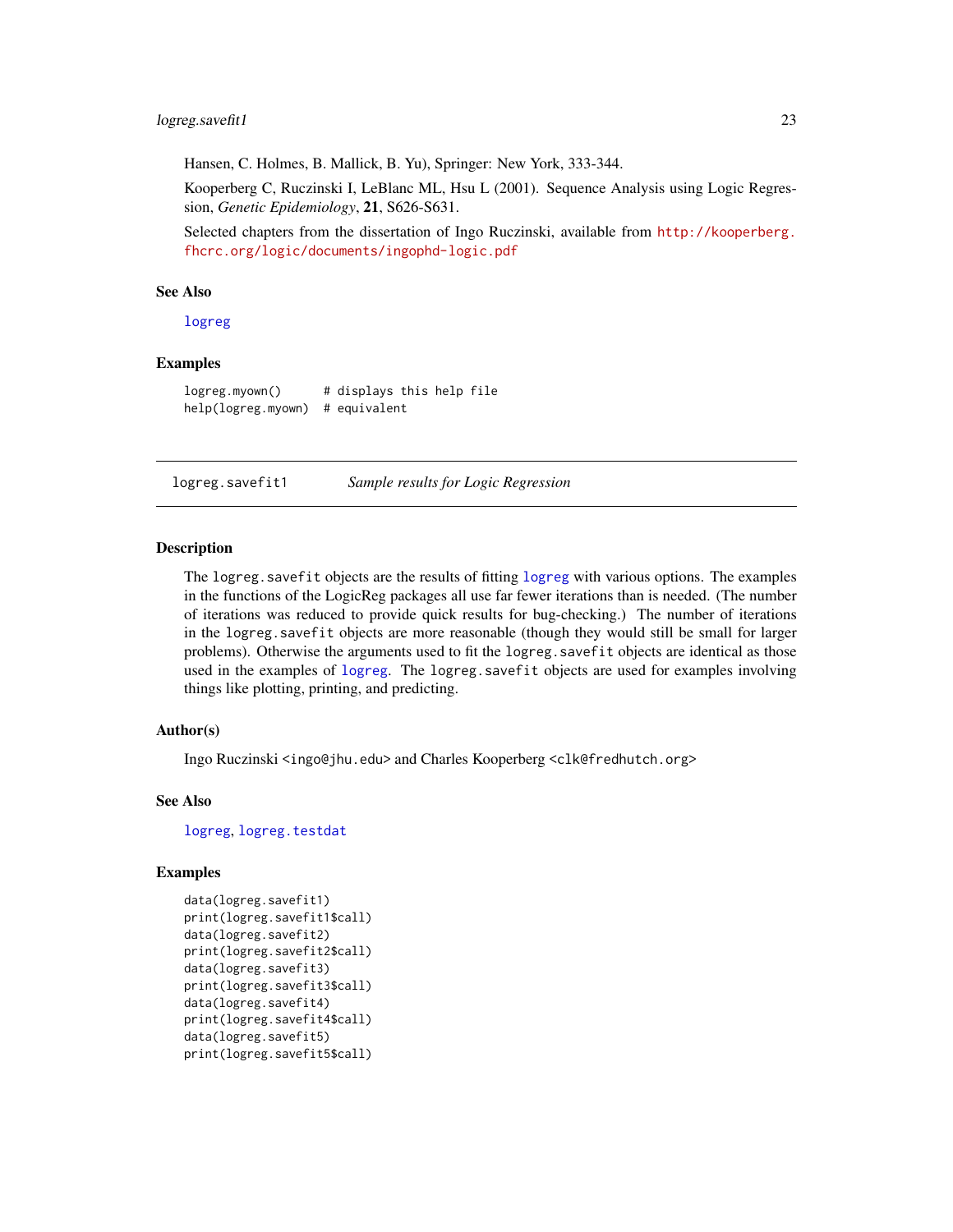Hansen, C. Holmes, B. Mallick, B. Yu), Springer: New York, 333-344.

Kooperberg C, Ruczinski I, LeBlanc ML, Hsu L (2001). Sequence Analysis using Logic Regression, *Genetic Epidemiology*, **21**, S626-S631.

Selected chapters from the dissertation of Ingo Ruczinski, available from http://kooperberg.fhcrc.org/logic/documents/ingophd-logic.pdf

### See Also

logreg

### Examples

```
logreg.myown()      # displays this help file
help(logreg.myown)  # equivalent
```

---

## logreg.savefit1 *Sample results for Logic Regression*

### Description

The logreg.savefit objects are the results of fitting logreg with various options. The examples in the functions of the LogicReg packages all use far fewer iterations than is needed. (The number of iterations was reduced to provide quick results for bug-checking.) The number of iterations in the logreg.savefit objects are more reasonable (though they would still be small for larger problems). Otherwise the arguments used to fit the logreg.savefit objects are identical as those used in the examples of logreg. The logreg.savefit objects are used for examples involving things like plotting, printing, and predicting.

### Author(s)

Ingo Ruczinski <ingo@jhu.edu> and Charles Kooperberg <clk@fredhutch.org>

### See Also

logreg, logreg.testdat

### Examples

```
data(logreg.savefit1)
print(logreg.savefit1$call)
data(logreg.savefit2)
print(logreg.savefit2$call)
data(logreg.savefit3)
print(logreg.savefit3$call)
data(logreg.savefit4)
print(logreg.savefit4$call)
data(logreg.savefit5)
print(logreg.savefit5$call)
```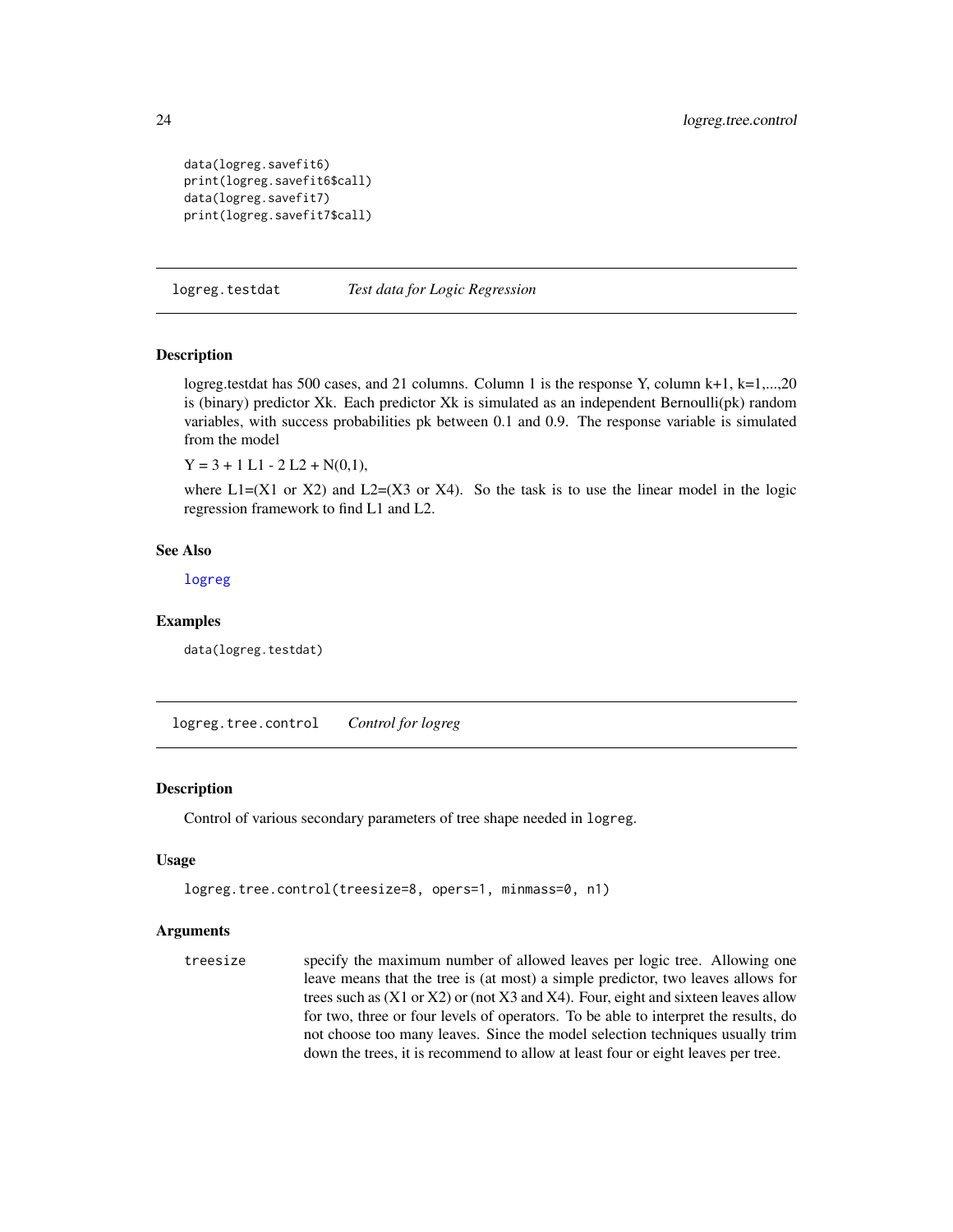```
data(logreg.savefit6)
print(logreg.savefit6$call)
data(logreg.savefit7)
print(logreg.savefit7$call)
```

## logreg.testdat — *Test data for Logic Regression*

### Description

logreg.testdat has 500 cases, and 21 columns. Column 1 is the response Y, column k+1, k=1,...,20 is (binary) predictor Xk. Each predictor Xk is simulated as an independent Bernoulli(pk) random variables, with success probabilities pk between 0.1 and 0.9. The response variable is simulated from the model

Y = 3 + 1 L1 - 2 L2 + N(0,1),

where L1=(X1 or X2) and L2=(X3 or X4). So the task is to use the linear model in the logic regression framework to find L1 and L2.

### See Also

logreg

### Examples

```
data(logreg.testdat)
```

## logreg.tree.control — *Control for logreg*

### Description

Control of various secondary parameters of tree shape needed in `logreg`.

### Usage

```
logreg.tree.control(treesize=8, opers=1, minmass=0, n1)
```

### Arguments

`treesize` specify the maximum number of allowed leaves per logic tree. Allowing one leave means that the tree is (at most) a simple predictor, two leaves allows for trees such as (X1 or X2) or (not X3 and X4). Four, eight and sixteen leaves allow for two, three or four levels of operators. To be able to interpret the results, do not choose too many leaves. Since the model selection techniques usually trim down the trees, it is recommend to allow at least four or eight leaves per tree.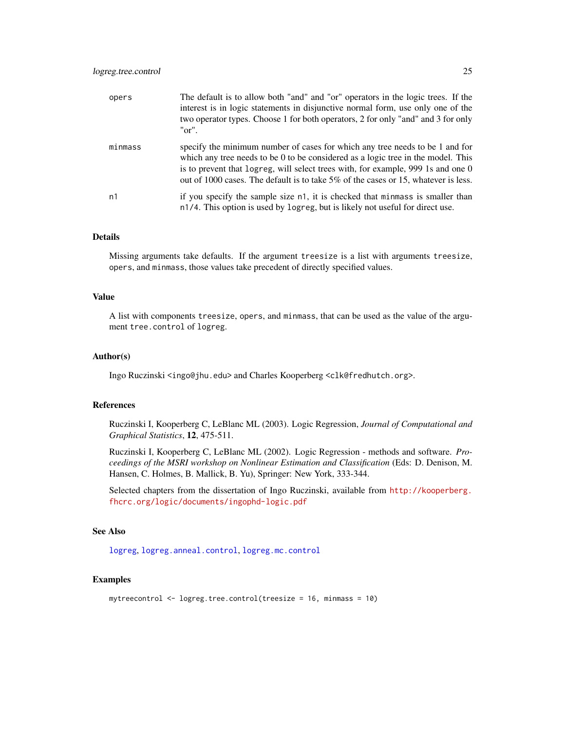| | |
|---|---|
| opers | The default is to allow both "and" and "or" operators in the logic trees. If the interest is in logic statements in disjunctive normal form, use only one of the two operator types. Choose 1 for both operators, 2 for only "and" and 3 for only "or". |
| minmass | specify the minimum number of cases for which any tree needs to be 1 and for which any tree needs to be 0 to be considered as a logic tree in the model. This is to prevent that `logreg`, will select trees with, for example, 999 1s and one 0 out of 1000 cases. The default is to take 5% of the cases or 15, whatever is less. |
| n1 | if you specify the sample size `n1`, it is checked that `minmass` is smaller than `n1/4`. This option is used by `logreg`, but is likely not useful for direct use. |

## Details

Missing arguments take defaults. If the argument `treesize` is a list with arguments `treesize`, `opers`, and `minmass`, those values take precedent of directly specified values.

## Value

A list with components `treesize`, `opers`, and `minmass`, that can be used as the value of the argument `tree.control` of `logreg`.

## Author(s)

Ingo Ruczinski <ingo@jhu.edu> and Charles Kooperberg <clk@fredhutch.org>.

## References

Ruczinski I, Kooperberg C, LeBlanc ML (2003). Logic Regression, *Journal of Computational and Graphical Statistics*, **12**, 475-511.

Ruczinski I, Kooperberg C, LeBlanc ML (2002). Logic Regression - methods and software. *Proceedings of the MSRI workshop on Nonlinear Estimation and Classification* (Eds: D. Denison, M. Hansen, C. Holmes, B. Mallick, B. Yu), Springer: New York, 333-344.

Selected chapters from the dissertation of Ingo Ruczinski, available from http://kooperberg.fhcrc.org/logic/documents/ingophd-logic.pdf

## See Also

`logreg`, `logreg.anneal.control`, `logreg.mc.control`

## Examples

```
mytreecontrol <- logreg.tree.control(treesize = 16, minmass = 10)
```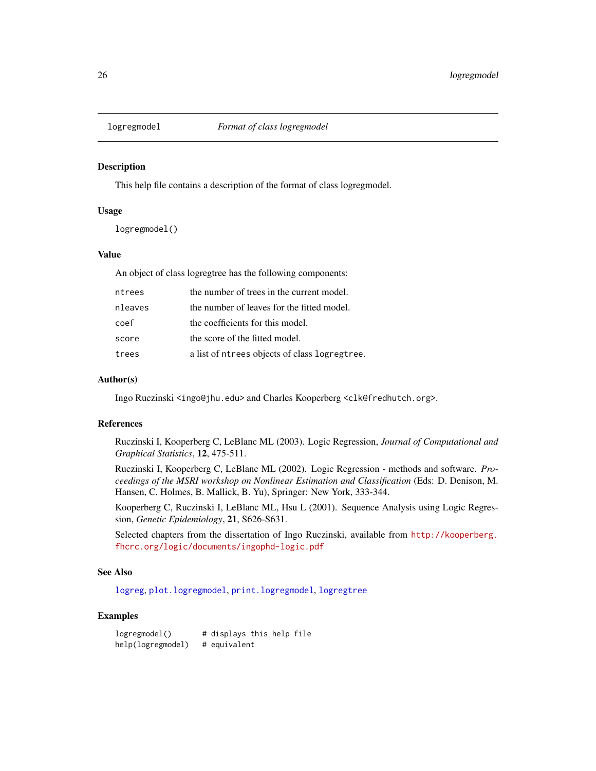logregmodel    *Format of class logregmodel*

## Description

This help file contains a description of the format of class logregmodel.

## Usage

```
logregmodel()
```

## Value

An object of class logregtree has the following components:

| | |
|---|---|
| `ntrees` | the number of trees in the current model. |
| `nleaves` | the number of leaves for the fitted model. |
| `coef` | the coefficients for this model. |
| `score` | the score of the fitted model. |
| `trees` | a list of `ntrees` objects of class `logregtree`. |

## Author(s)

Ingo Ruczinski <`ingo@jhu.edu`> and Charles Kooperberg <`clk@fredhutch.org`>.

## References

Ruczinski I, Kooperberg C, LeBlanc ML (2003). Logic Regression, *Journal of Computational and Graphical Statistics*, **12**, 475-511.

Ruczinski I, Kooperberg C, LeBlanc ML (2002). Logic Regression - methods and software. *Proceedings of the MSRI workshop on Nonlinear Estimation and Classification* (Eds: D. Denison, M. Hansen, C. Holmes, B. Mallick, B. Yu), Springer: New York, 333-344.

Kooperberg C, Ruczinski I, LeBlanc ML, Hsu L (2001). Sequence Analysis using Logic Regression, *Genetic Epidemiology*, **21**, S626-S631.

Selected chapters from the dissertation of Ingo Ruczinski, available from http://kooperberg.fhcrc.org/logic/documents/ingophd-logic.pdf

## See Also

`logreg`, `plot.logregmodel`, `print.logregmodel`, `logregtree`

## Examples

```
logregmodel()       # displays this help file
help(logregmodel)   # equivalent
```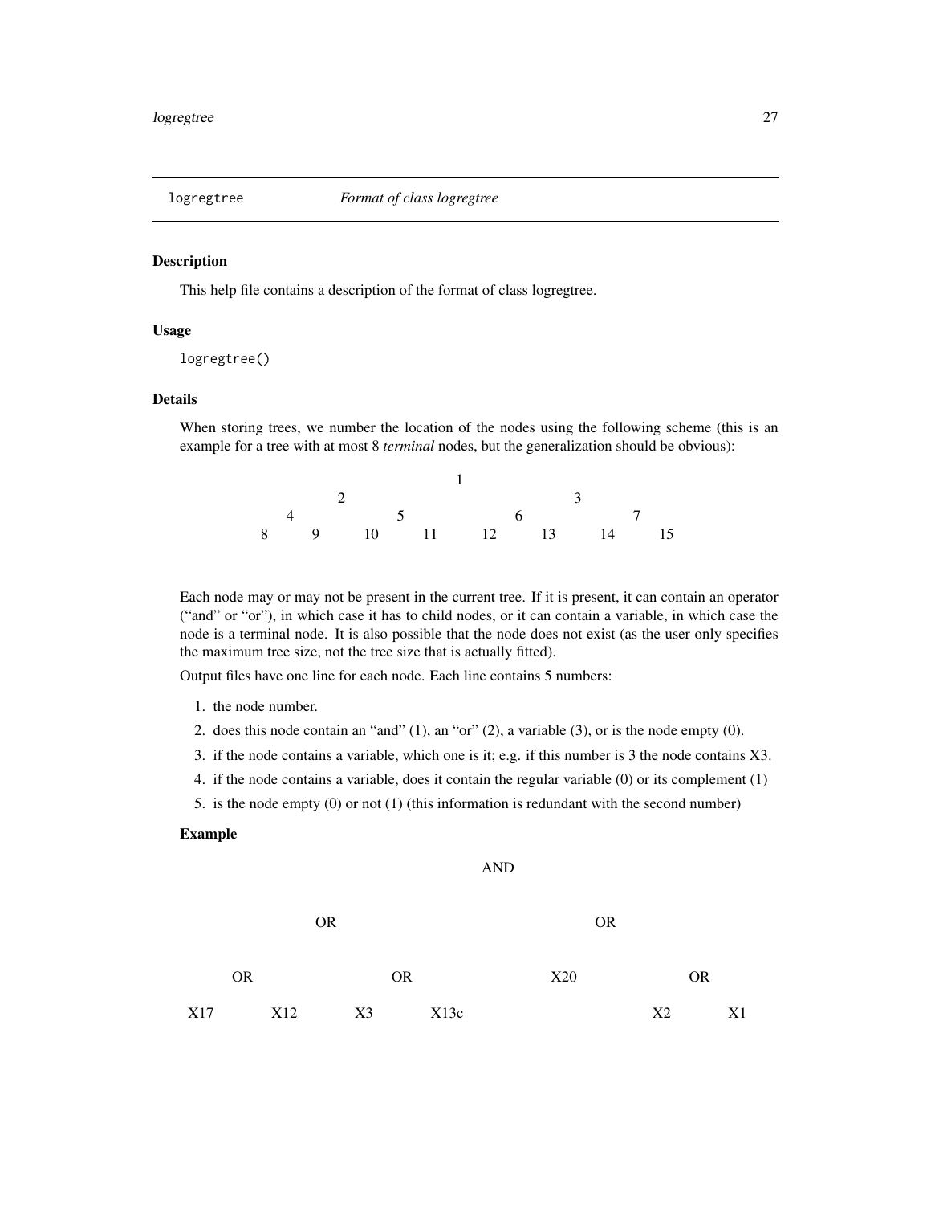logregtree *Format of class logregtree*

## Description

This help file contains a description of the format of class logregtree.

## Usage

```
logregtree()
```

## Details

When storing trees, we number the location of the nodes using the following scheme (this is an example for a tree with at most 8 *terminal* nodes, but the generalization should be obvious):

```
                              1
              2                               3
      4               5               6               7
  8       9      10      11      12      13      14      15
```

Each node may or may not be present in the current tree. If it is present, it can contain an operator ("and" or "or"), in which case it has to child nodes, or it can contain a variable, in which case the node is a terminal node. It is also possible that the node does not exist (as the user only specifies the maximum tree size, not the tree size that is actually fitted).

Output files have one line for each node. Each line contains 5 numbers:

1. the node number.
2. does this node contain an "and" (1), an "or" (2), a variable (3), or is the node empty (0).
3. if the node contains a variable, which one is it; e.g. if this number is 3 the node contains X3.
4. if the node contains a variable, does it contain the regular variable (0) or its complement (1)
5. is the node empty (0) or not (1) (this information is redundant with the second number)

## Example

```
                                   AND

               OR                                      OR

      OR                 OR                 X20                 OR

X17        X12      X3        X13c                       X2          X1
```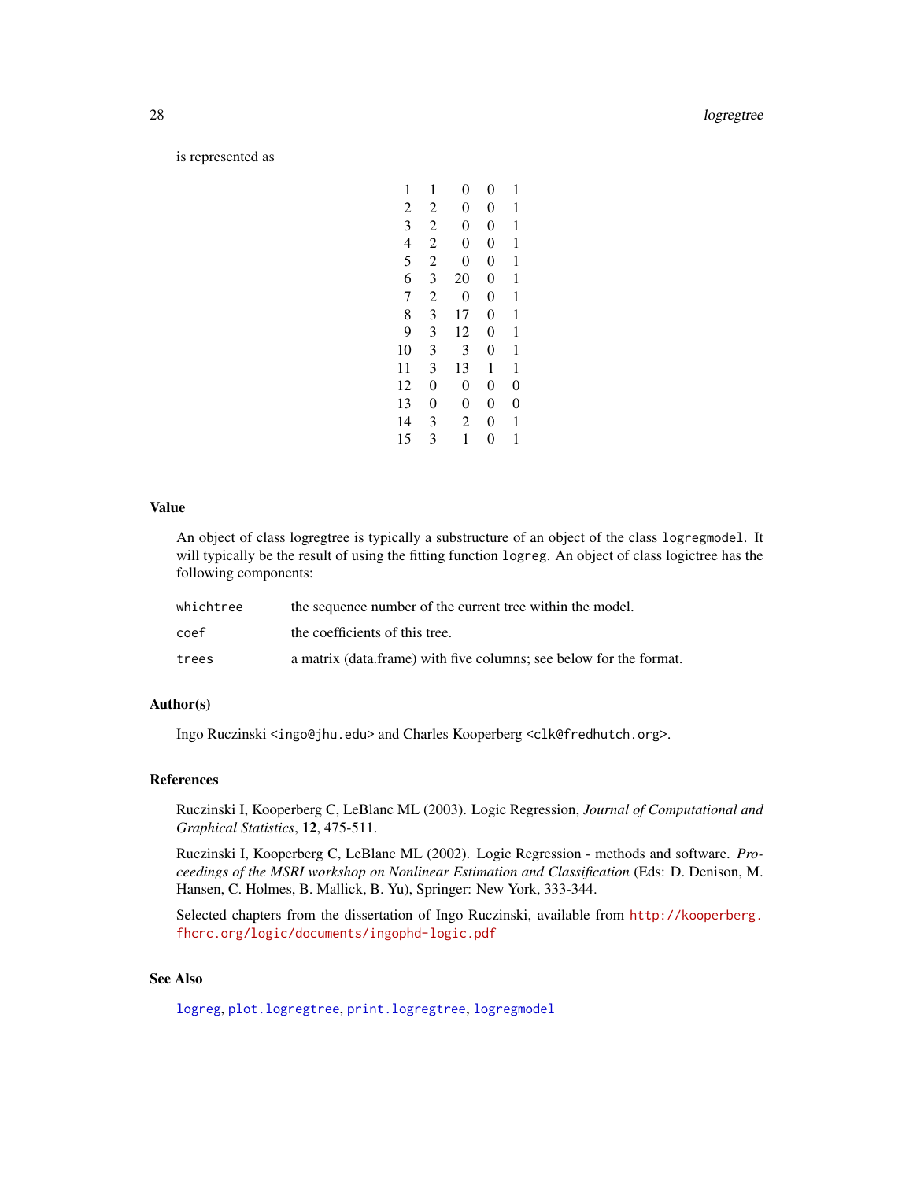is represented as

```
 1  1   0  0  1
 2  2   0  0  1
 3  2   0  0  1
 4  2   0  0  1
 5  2   0  0  1
 6  3  20  0  1
 7  2   0  0  1
 8  3  17  0  1
 9  3  12  0  1
10  3   3  0  1
11  3  13  1  1
12  0   0  0  0
13  0   0  0  0
14  3   2  0  1
15  3   1  0  1
```

## Value

An object of class logregtree is typically a substructure of an object of the class `logregmodel`. It will typically be the result of using the fitting function `logreg`. An object of class logictree has the following components:

| | |
|---|---|
| `whichtree` | the sequence number of the current tree within the model. |
| `coef` | the coefficients of this tree. |
| `trees` | a matrix (data.frame) with five columns; see below for the format. |

## Author(s)

Ingo Ruczinski <`ingo@jhu.edu`> and Charles Kooperberg <`clk@fredhutch.org`>.

## References

Ruczinski I, Kooperberg C, LeBlanc ML (2003). Logic Regression, *Journal of Computational and Graphical Statistics*, **12**, 475-511.

Ruczinski I, Kooperberg C, LeBlanc ML (2002). Logic Regression - methods and software. *Proceedings of the MSRI workshop on Nonlinear Estimation and Classification* (Eds: D. Denison, M. Hansen, C. Holmes, B. Mallick, B. Yu), Springer: New York, 333-344.

Selected chapters from the dissertation of Ingo Ruczinski, available from `http://kooperberg.fhcrc.org/logic/documents/ingophd-logic.pdf`

## See Also

`logreg`, `plot.logregtree`, `print.logregtree`, `logregmodel`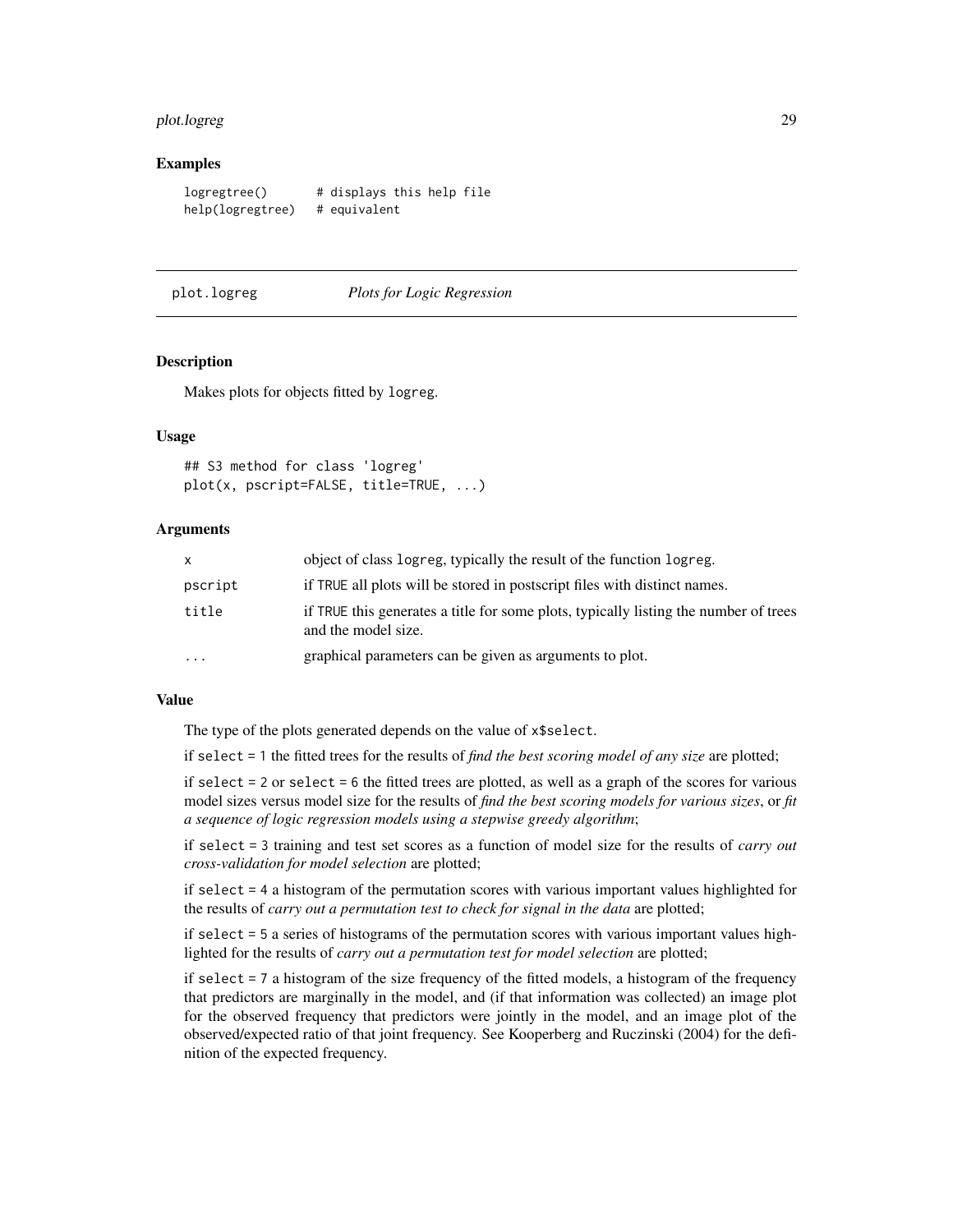## Examples

```
logregtree()       # displays this help file
help(logregtree)   # equivalent
```

---

# plot.logreg *Plots for Logic Regression*

---

## Description

Makes plots for objects fitted by `logreg`.

## Usage

```
## S3 method for class 'logreg'
plot(x, pscript=FALSE, title=TRUE, ...)
```

## Arguments

| | |
|---|---|
| `x` | object of class `logreg`, typically the result of the function `logreg`. |
| `pscript` | if `TRUE` all plots will be stored in postscript files with distinct names. |
| `title` | if `TRUE` this generates a title for some plots, typically listing the number of trees and the model size. |
| `...` | graphical parameters can be given as arguments to plot. |

## Value

The type of the plots generated depends on the value of `x$select`.

if `select = 1` the fitted trees for the results of *find the best scoring model of any size* are plotted;

if `select = 2` or `select = 6` the fitted trees are plotted, as well as a graph of the scores for various model sizes versus model size for the results of *find the best scoring models for various sizes*, or *fit a sequence of logic regression models using a stepwise greedy algorithm*;

if `select = 3` training and test set scores as a function of model size for the results of *carry out cross-validation for model selection* are plotted;

if `select = 4` a histogram of the permutation scores with various important values highlighted for the results of *carry out a permutation test to check for signal in the data* are plotted;

if `select = 5` a series of histograms of the permutation scores with various important values highlighted for the results of *carry out a permutation test for model selection* are plotted;

if `select = 7` a histogram of the size frequency of the fitted models, a histogram of the frequency that predictors are marginally in the model, and (if that information was collected) an image plot for the observed frequency that predictors were jointly in the model, and an image plot of the observed/expected ratio of that joint frequency. See Kooperberg and Ruczinski (2004) for the definition of the expected frequency.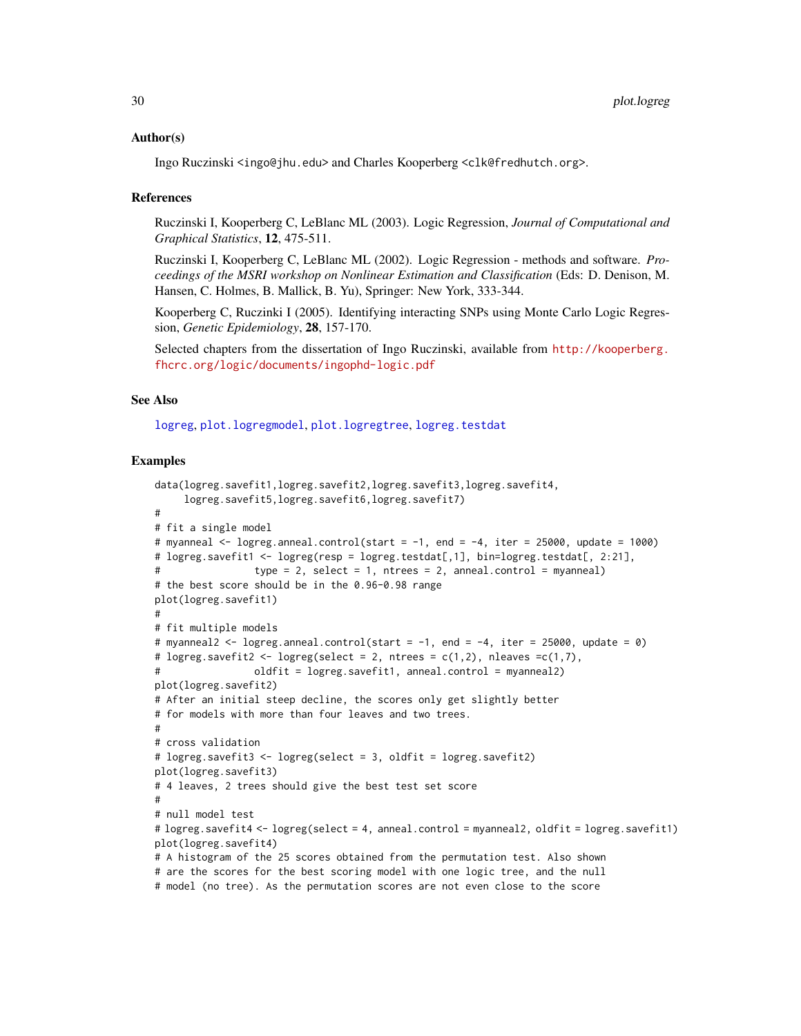### Author(s)

Ingo Ruczinski <ingo@jhu.edu> and Charles Kooperberg <clk@fredhutch.org>.

### References

Ruczinski I, Kooperberg C, LeBlanc ML (2003). Logic Regression, *Journal of Computational and Graphical Statistics*, **12**, 475-511.

Ruczinski I, Kooperberg C, LeBlanc ML (2002). Logic Regression - methods and software. *Proceedings of the MSRI workshop on Nonlinear Estimation and Classification* (Eds: D. Denison, M. Hansen, C. Holmes, B. Mallick, B. Yu), Springer: New York, 333-344.

Kooperberg C, Ruczinki I (2005). Identifying interacting SNPs using Monte Carlo Logic Regression, *Genetic Epidemiology*, **28**, 157-170.

Selected chapters from the dissertation of Ingo Ruczinski, available from http://kooperberg.fhcrc.org/logic/documents/ingophd-logic.pdf

### See Also

logreg, plot.logregmodel, plot.logregtree, logreg.testdat

### Examples

```
data(logreg.savefit1,logreg.savefit2,logreg.savefit3,logreg.savefit4,
     logreg.savefit5,logreg.savefit6,logreg.savefit7)
#
# fit a single model
# myanneal <- logreg.anneal.control(start = -1, end = -4, iter = 25000, update = 1000)
# logreg.savefit1 <- logreg(resp = logreg.testdat[,1], bin=logreg.testdat[, 2:21],
#                 type = 2, select = 1, ntrees = 2, anneal.control = myanneal)
# the best score should be in the 0.96-0.98 range
plot(logreg.savefit1)
#
# fit multiple models
# myanneal2 <- logreg.anneal.control(start = -1, end = -4, iter = 25000, update = 0)
# logreg.savefit2 <- logreg(select = 2, ntrees = c(1,2), nleaves =c(1,7),
#                 oldfit = logreg.savefit1, anneal.control = myanneal2)
plot(logreg.savefit2)
# After an initial steep decline, the scores only get slightly better
# for models with more than four leaves and two trees.
#
# cross validation
# logreg.savefit3 <- logreg(select = 3, oldfit = logreg.savefit2)
plot(logreg.savefit3)
# 4 leaves, 2 trees should give the best test set score
#
# null model test
# logreg.savefit4 <- logreg(select = 4, anneal.control = myanneal2, oldfit = logreg.savefit1)
plot(logreg.savefit4)
# A histogram of the 25 scores obtained from the permutation test. Also shown
# are the scores for the best scoring model with one logic tree, and the null
# model (no tree). As the permutation scores are not even close to the score
```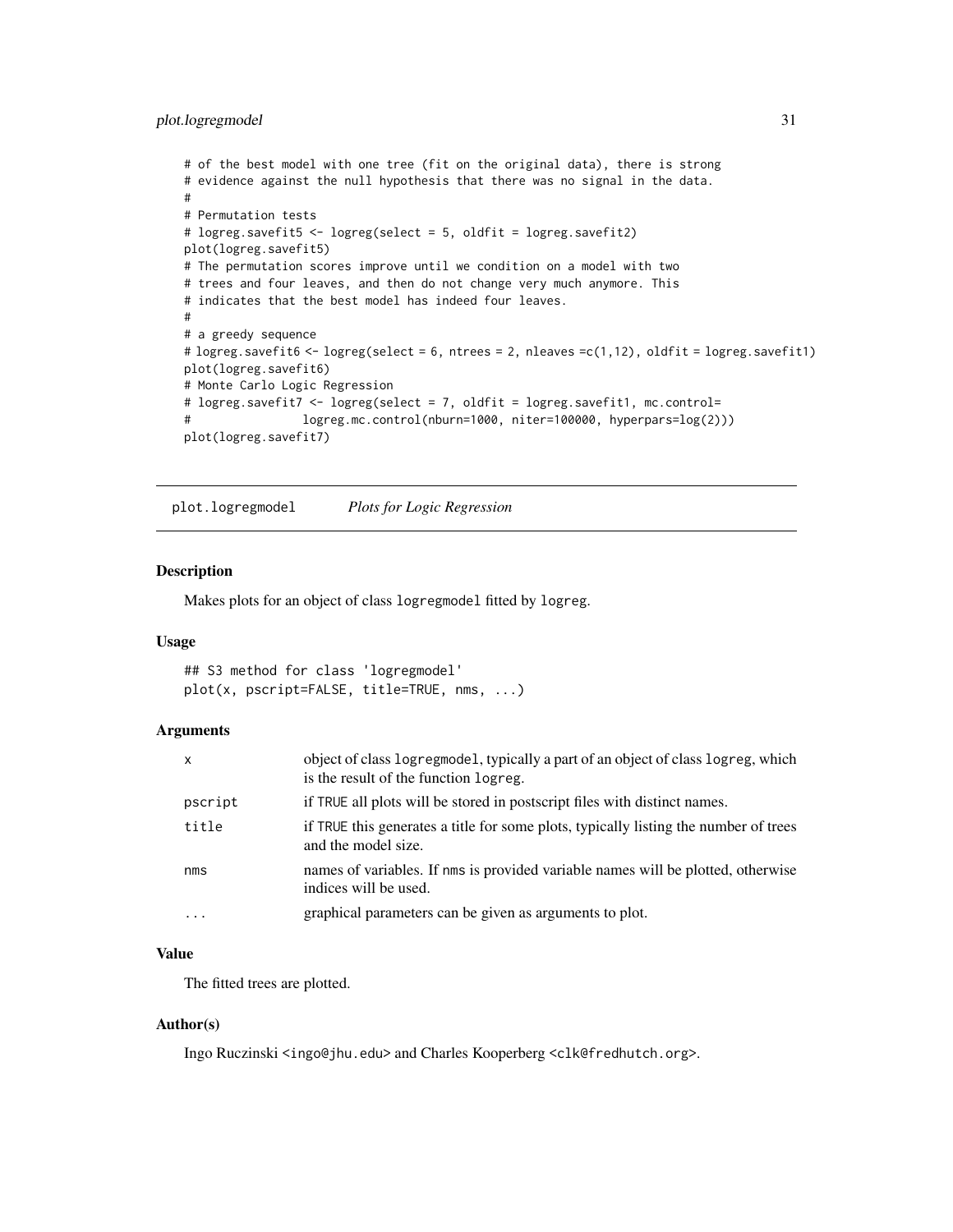```
# of the best model with one tree (fit on the original data), there is strong
# evidence against the null hypothesis that there was no signal in the data.
#
# Permutation tests
# logreg.savefit5 <- logreg(select = 5, oldfit = logreg.savefit2)
plot(logreg.savefit5)
# The permutation scores improve until we condition on a model with two
# trees and four leaves, and then do not change very much anymore. This
# indicates that the best model has indeed four leaves.
#
# a greedy sequence
# logreg.savefit6 <- logreg(select = 6, ntrees = 2, nleaves =c(1,12), oldfit = logreg.savefit1)
plot(logreg.savefit6)
# Monte Carlo Logic Regression
# logreg.savefit7 <- logreg(select = 7, oldfit = logreg.savefit1, mc.control=
#                logreg.mc.control(nburn=1000, niter=100000, hyperpars=log(2)))
plot(logreg.savefit7)
```

## plot.logregmodel    *Plots for Logic Regression*

### Description

Makes plots for an object of class `logregmodel` fitted by `logreg`.

### Usage

```
## S3 method for class 'logregmodel'
plot(x, pscript=FALSE, title=TRUE, nms, ...)
```

### Arguments

| | |
|---|---|
| x | object of class `logregmodel`, typically a part of an object of class `logreg`, which is the result of the function `logreg`. |
| pscript | if TRUE all plots will be stored in postscript files with distinct names. |
| title | if TRUE this generates a title for some plots, typically listing the number of trees and the model size. |
| nms | names of variables. If nms is provided variable names will be plotted, otherwise indices will be used. |
| ... | graphical parameters can be given as arguments to plot. |

### Value

The fitted trees are plotted.

### Author(s)

Ingo Ruczinski <ingo@jhu.edu> and Charles Kooperberg <clk@fredhutch.org>.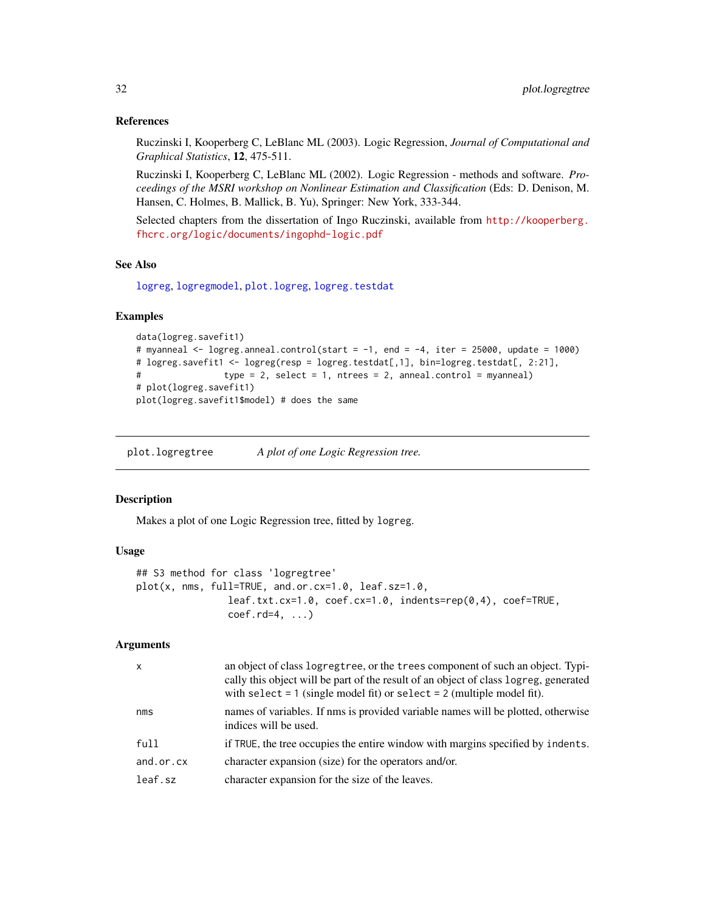### References

Ruczinski I, Kooperberg C, LeBlanc ML (2003). Logic Regression, *Journal of Computational and Graphical Statistics*, **12**, 475-511.

Ruczinski I, Kooperberg C, LeBlanc ML (2002). Logic Regression - methods and software. *Proceedings of the MSRI workshop on Nonlinear Estimation and Classification* (Eds: D. Denison, M. Hansen, C. Holmes, B. Mallick, B. Yu), Springer: New York, 333-344.

Selected chapters from the dissertation of Ingo Ruczinski, available from http://kooperberg.fhcrc.org/logic/documents/ingophd-logic.pdf

### See Also

logreg, logregmodel, plot.logreg, logreg.testdat

### Examples

```
data(logreg.savefit1)
# myanneal <- logreg.anneal.control(start = -1, end = -4, iter = 25000, update = 1000)
# logreg.savefit1 <- logreg(resp = logreg.testdat[,1], bin=logreg.testdat[, 2:21],
#                  type = 2, select = 1, ntrees = 2, anneal.control = myanneal)
# plot(logreg.savefit1)
plot(logreg.savefit1$model) # does the same
```

---

## plot.logregtree *A plot of one Logic Regression tree.*

### Description

Makes a plot of one Logic Regression tree, fitted by logreg.

### Usage

```
## S3 method for class 'logregtree'
plot(x, nms, full=TRUE, and.or.cx=1.0, leaf.sz=1.0,
                 leaf.txt.cx=1.0, coef.cx=1.0, indents=rep(0,4), coef=TRUE,
                 coef.rd=4, ...)
```

### Arguments

| | |
|---|---|
| x | an object of class logregtree, or the trees component of such an object. Typically this object will be part of the result of an object of class logreg, generated with select = 1 (single model fit) or select = 2 (multiple model fit). |
| nms | names of variables. If nms is provided variable names will be plotted, otherwise indices will be used. |
| full | if TRUE, the tree occupies the entire window with margins specified by indents. |
| and.or.cx | character expansion (size) for the operators and/or. |
| leaf.sz | character expansion for the size of the leaves. |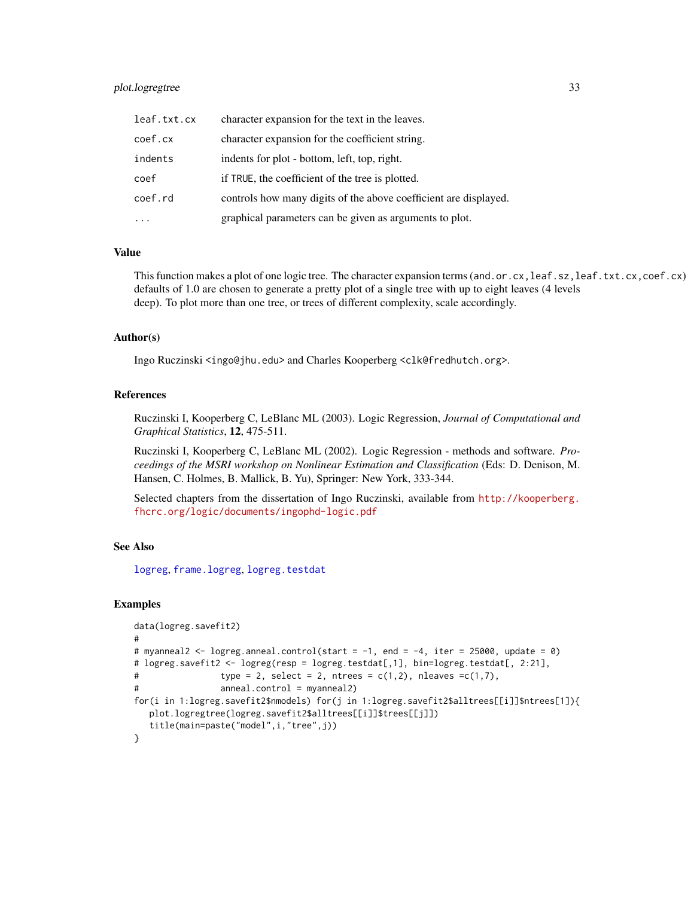| | |
|---|---|
| `leaf.txt.cx` | character expansion for the text in the leaves. |
| `coef.cx` | character expansion for the coefficient string. |
| `indents` | indents for plot - bottom, left, top, right. |
| `coef` | if `TRUE`, the coefficient of the tree is plotted. |
| `coef.rd` | controls how many digits of the above coefficient are displayed. |
| `...` | graphical parameters can be given as arguments to plot. |

## Value

This function makes a plot of one logic tree. The character expansion terms (`and.or.cx,leaf.sz,leaf.txt.cx,coef.cx`) defaults of 1.0 are chosen to generate a pretty plot of a single tree with up to eight leaves (4 levels deep). To plot more than one tree, or trees of different complexity, scale accordingly.

## Author(s)

Ingo Ruczinski <ingo@jhu.edu> and Charles Kooperberg <clk@fredhutch.org>.

## References

Ruczinski I, Kooperberg C, LeBlanc ML (2003). Logic Regression, *Journal of Computational and Graphical Statistics*, **12**, 475-511.

Ruczinski I, Kooperberg C, LeBlanc ML (2002). Logic Regression - methods and software. *Proceedings of the MSRI workshop on Nonlinear Estimation and Classification* (Eds: D. Denison, M. Hansen, C. Holmes, B. Mallick, B. Yu), Springer: New York, 333-344.

Selected chapters from the dissertation of Ingo Ruczinski, available from http://kooperberg.fhcrc.org/logic/documents/ingophd-logic.pdf

## See Also

logreg, frame.logreg, logreg.testdat

## Examples

```
data(logreg.savefit2)
#
# myanneal2 <- logreg.anneal.control(start = -1, end = -4, iter = 25000, update = 0)
# logreg.savefit2 <- logreg(resp = logreg.testdat[,1], bin=logreg.testdat[, 2:21],
#                type = 2, select = 2, ntrees = c(1,2), nleaves =c(1,7),
#                anneal.control = myanneal2)
for(i in 1:logreg.savefit2$nmodels) for(j in 1:logreg.savefit2$alltrees[[i]]$ntrees[1]){
   plot.logregtree(logreg.savefit2$alltrees[[i]]$trees[[j]])
   title(main=paste("model",i,"tree",j))
}
```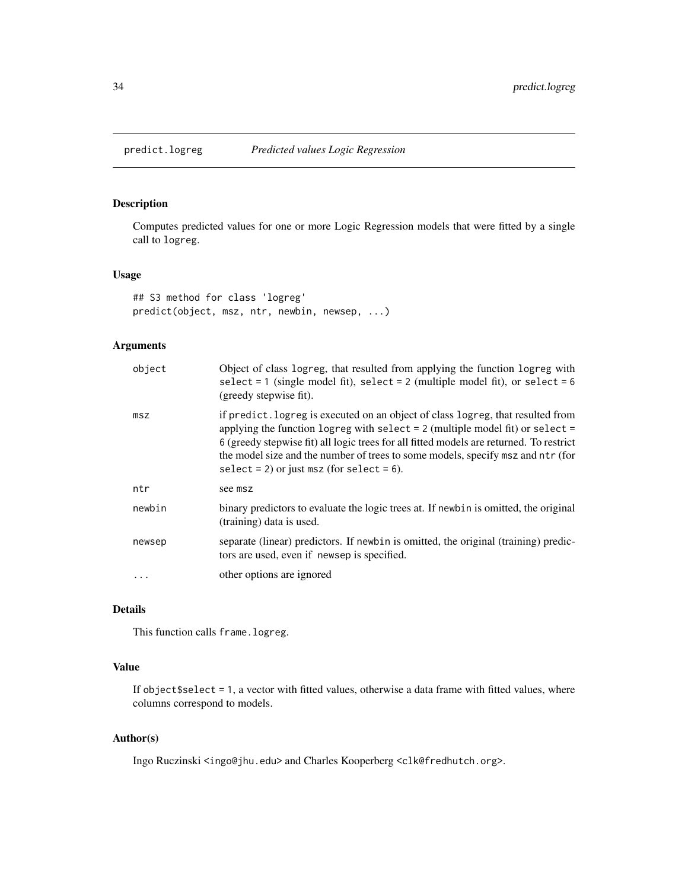# predict.logreg — *Predicted values Logic Regression*

## Description

Computes predicted values for one or more Logic Regression models that were fitted by a single call to logreg.

## Usage

```
## S3 method for class 'logreg'
predict(object, msz, ntr, newbin, newsep, ...)
```

## Arguments

| | |
|---|---|
| object | Object of class logreg, that resulted from applying the function logreg with select = 1 (single model fit), select = 2 (multiple model fit), or select = 6 (greedy stepwise fit). |
| msz | if predict.logreg is executed on an object of class logreg, that resulted from applying the function logreg with select = 2 (multiple model fit) or select = 6 (greedy stepwise fit) all logic trees for all fitted models are returned. To restrict the model size and the number of trees to some models, specify msz and ntr (for select = 2) or just msz (for select = 6). |
| ntr | see msz |
| newbin | binary predictors to evaluate the logic trees at. If newbin is omitted, the original (training) data is used. |
| newsep | separate (linear) predictors. If newbin is omitted, the original (training) predictors are used, even if newsep is specified. |
| ... | other options are ignored |

## Details

This function calls frame.logreg.

## Value

If object$select = 1, a vector with fitted values, otherwise a data frame with fitted values, where columns correspond to models.

## Author(s)

Ingo Ruczinski <ingo@jhu.edu> and Charles Kooperberg <clk@fredhutch.org>.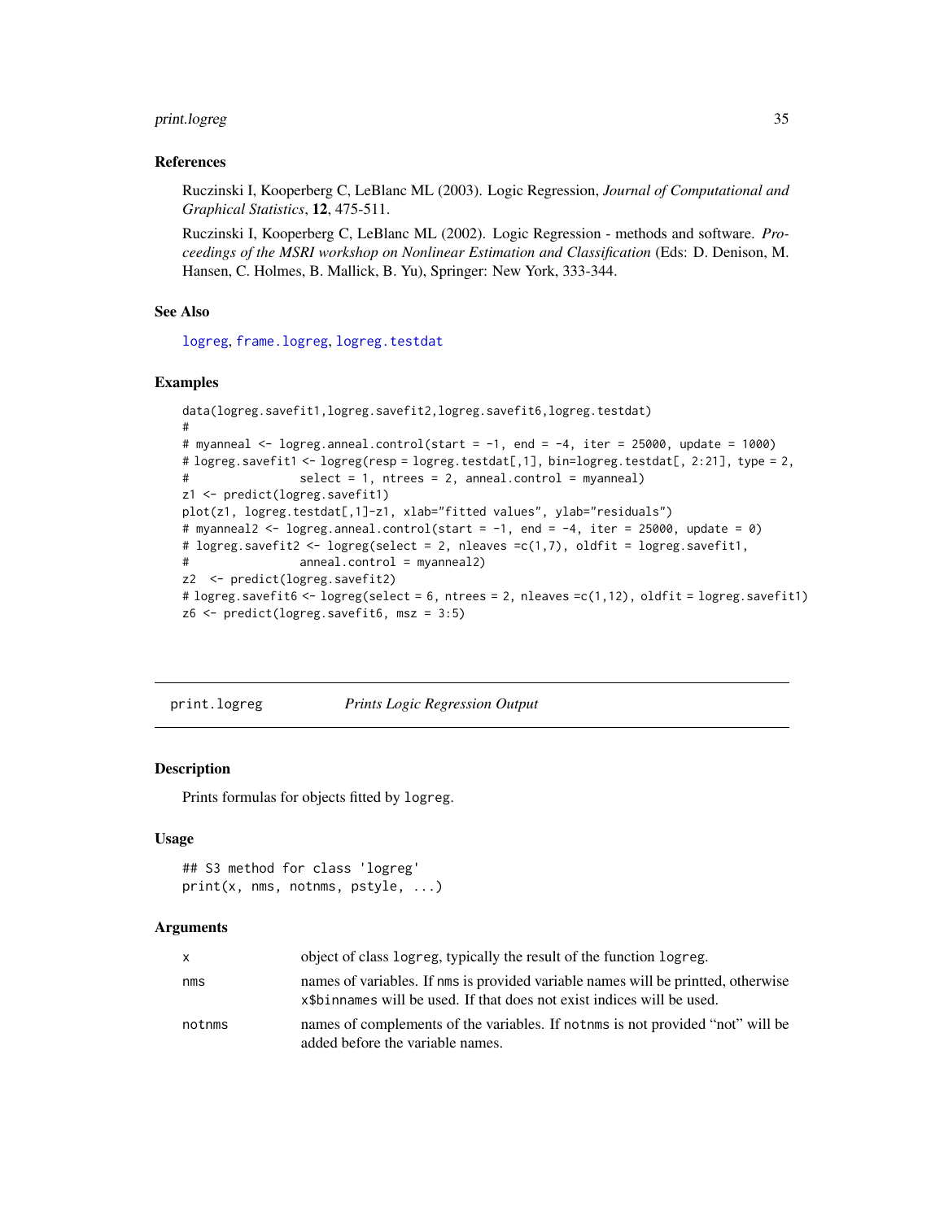### References

Ruczinski I, Kooperberg C, LeBlanc ML (2003). Logic Regression, *Journal of Computational and Graphical Statistics*, **12**, 475-511.

Ruczinski I, Kooperberg C, LeBlanc ML (2002). Logic Regression - methods and software. *Proceedings of the MSRI workshop on Nonlinear Estimation and Classification* (Eds: D. Denison, M. Hansen, C. Holmes, B. Mallick, B. Yu), Springer: New York, 333-344.

### See Also

`logreg`, `frame.logreg`, `logreg.testdat`

### Examples

```
data(logreg.savefit1,logreg.savefit2,logreg.savefit6,logreg.testdat)
#
# myanneal <- logreg.anneal.control(start = -1, end = -4, iter = 25000, update = 1000)
# logreg.savefit1 <- logreg(resp = logreg.testdat[,1], bin=logreg.testdat[, 2:21], type = 2,
#                 select = 1, ntrees = 2, anneal.control = myanneal)
z1 <- predict(logreg.savefit1)
plot(z1, logreg.testdat[,1]-z1, xlab="fitted values", ylab="residuals")
# myanneal2 <- logreg.anneal.control(start = -1, end = -4, iter = 25000, update = 0)
# logreg.savefit2 <- logreg(select = 2, nleaves =c(1,7), oldfit = logreg.savefit1,
#                 anneal.control = myanneal2)
z2  <- predict(logreg.savefit2)
# logreg.savefit6 <- logreg(select = 6, ntrees = 2, nleaves =c(1,12), oldfit = logreg.savefit1)
z6 <- predict(logreg.savefit6, msz = 3:5)
```

---

## print.logreg — *Prints Logic Regression Output*

### Description

Prints formulas for objects fitted by `logreg`.

### Usage

```
## S3 method for class 'logreg'
print(x, nms, notnms, pstyle, ...)
```

### Arguments

| | |
|---|---|
| `x` | object of class `logreg`, typically the result of the function `logreg`. |
| `nms` | names of variables. If `nms` is provided variable names will be printted, otherwise `x$binnames` will be used. If that does not exist indices will be used. |
| `notnms` | names of complements of the variables. If `notnms` is not provided "not" will be added before the variable names. |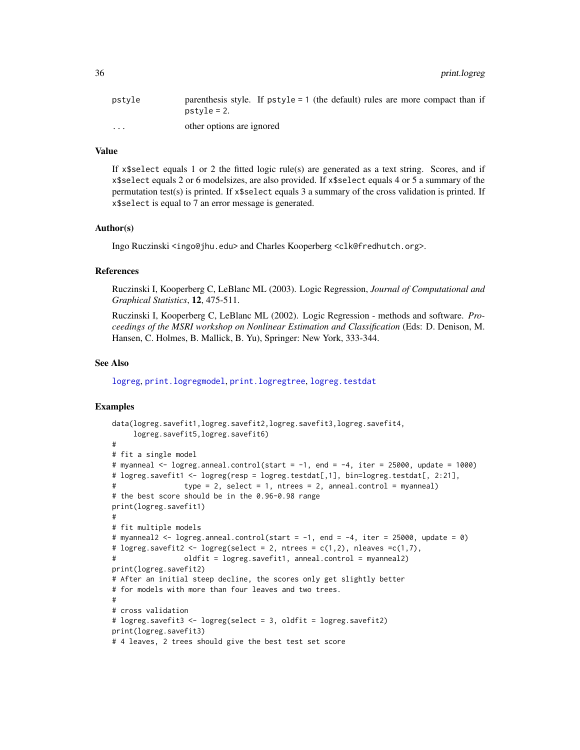| | |
|---|---|
| pstyle | parenthesis style. If pstyle = 1 (the default) rules are more compact than if pstyle = 2. |
| ... | other options are ignored |

## Value

If x$select equals 1 or 2 the fitted logic rule(s) are generated as a text string. Scores, and if x$select equals 2 or 6 modelsizes, are also provided. If x$select equals 4 or 5 a summary of the permutation test(s) is printed. If x$select equals 3 a summary of the cross validation is printed. If x$select is equal to 7 an error message is generated.

## Author(s)

Ingo Ruczinski <ingo@jhu.edu> and Charles Kooperberg <clk@fredhutch.org>.

## References

Ruczinski I, Kooperberg C, LeBlanc ML (2003). Logic Regression, *Journal of Computational and Graphical Statistics*, **12**, 475-511.

Ruczinski I, Kooperberg C, LeBlanc ML (2002). Logic Regression - methods and software. *Proceedings of the MSRI workshop on Nonlinear Estimation and Classification* (Eds: D. Denison, M. Hansen, C. Holmes, B. Mallick, B. Yu), Springer: New York, 333-344.

## See Also

logreg, print.logregmodel, print.logregtree, logreg.testdat

## Examples

```
data(logreg.savefit1,logreg.savefit2,logreg.savefit3,logreg.savefit4,
     logreg.savefit5,logreg.savefit6)
#
# fit a single model
# myanneal <- logreg.anneal.control(start = -1, end = -4, iter = 25000, update = 1000)
# logreg.savefit1 <- logreg(resp = logreg.testdat[,1], bin=logreg.testdat[, 2:21],
#                type = 2, select = 1, ntrees = 2, anneal.control = myanneal)
# the best score should be in the 0.96-0.98 range
print(logreg.savefit1)
#
# fit multiple models
# myanneal2 <- logreg.anneal.control(start = -1, end = -4, iter = 25000, update = 0)
# logreg.savefit2 <- logreg(select = 2, ntrees = c(1,2), nleaves =c(1,7),
#                oldfit = logreg.savefit1, anneal.control = myanneal2)
print(logreg.savefit2)
# After an initial steep decline, the scores only get slightly better
# for models with more than four leaves and two trees.
#
# cross validation
# logreg.savefit3 <- logreg(select = 3, oldfit = logreg.savefit2)
print(logreg.savefit3)
# 4 leaves, 2 trees should give the best test set score
```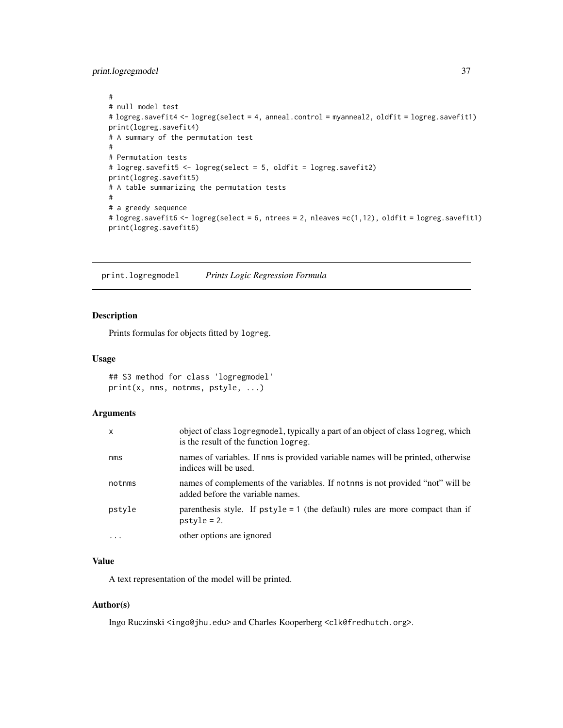```
#
# null model test
# logreg.savefit4 <- logreg(select = 4, anneal.control = myanneal2, oldfit = logreg.savefit1)
print(logreg.savefit4)
# A summary of the permutation test
#
# Permutation tests
# logreg.savefit5 <- logreg(select = 5, oldfit = logreg.savefit2)
print(logreg.savefit5)
# A table summarizing the permutation tests
#
# a greedy sequence
# logreg.savefit6 <- logreg(select = 6, ntrees = 2, nleaves =c(1,12), oldfit = logreg.savefit1)
print(logreg.savefit6)
```

---

## print.logregmodel *Prints Logic Regression Formula*

---

### Description

Prints formulas for objects fitted by `logreg`.

### Usage

```
## S3 method for class 'logregmodel'
print(x, nms, notnms, pstyle, ...)
```

### Arguments

| | |
|---|---|
| `x` | object of class `logregmodel`, typically a part of an object of class `logreg`, which is the result of the function `logreg`. |
| `nms` | names of variables. If `nms` is provided variable names will be printed, otherwise indices will be used. |
| `notnms` | names of complements of the variables. If `notnms` is not provided "not" will be added before the variable names. |
| `pstyle` | parenthesis style. If `pstyle = 1` (the default) rules are more compact than if `pstyle = 2`. |
| `...` | other options are ignored |

### Value

A text representation of the model will be printed.

### Author(s)

Ingo Ruczinski <`ingo@jhu.edu`> and Charles Kooperberg <`clk@fredhutch.org`>.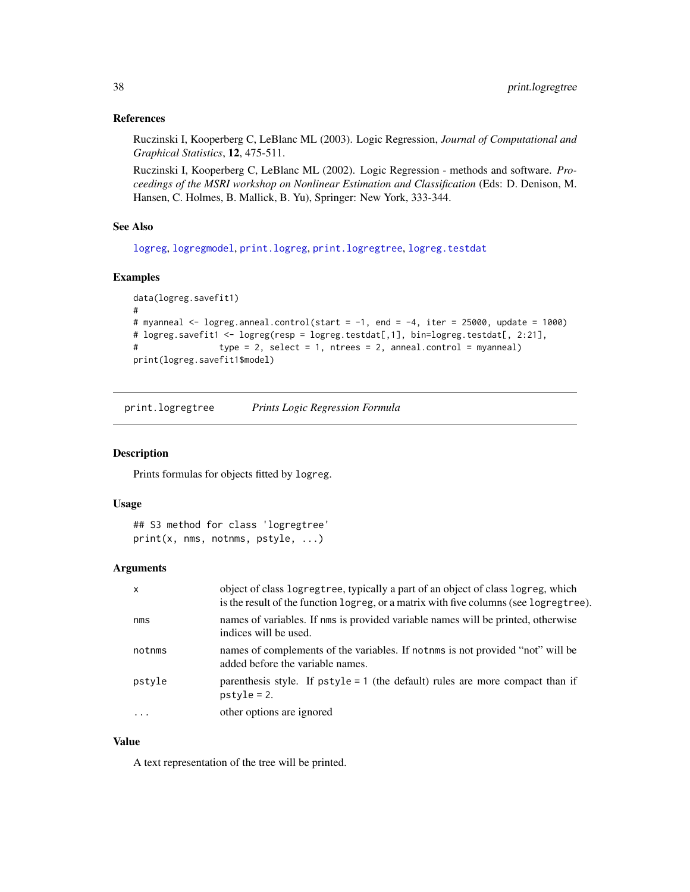### References

Ruczinski I, Kooperberg C, LeBlanc ML (2003). Logic Regression, *Journal of Computational and Graphical Statistics*, **12**, 475-511.

Ruczinski I, Kooperberg C, LeBlanc ML (2002). Logic Regression - methods and software. *Proceedings of the MSRI workshop on Nonlinear Estimation and Classification* (Eds: D. Denison, M. Hansen, C. Holmes, B. Mallick, B. Yu), Springer: New York, 333-344.

### See Also

logreg, logregmodel, print.logreg, print.logregtree, logreg.testdat

### Examples

```
data(logreg.savefit1)
#
# myanneal <- logreg.anneal.control(start = -1, end = -4, iter = 25000, update = 1000)
# logreg.savefit1 <- logreg(resp = logreg.testdat[,1], bin=logreg.testdat[, 2:21],
#               type = 2, select = 1, ntrees = 2, anneal.control = myanneal)
print(logreg.savefit1$model)
```

---

## print.logregtree *Prints Logic Regression Formula*

### Description

Prints formulas for objects fitted by logreg.

### Usage

```
## S3 method for class 'logregtree'
print(x, nms, notnms, pstyle, ...)
```

### Arguments

| | |
|---|---|
| x | object of class logregtree, typically a part of an object of class logreg, which is the result of the function logreg, or a matrix with five columns (see logregtree). |
| nms | names of variables. If nms is provided variable names will be printed, otherwise indices will be used. |
| notnms | names of complements of the variables. If notnms is not provided "not" will be added before the variable names. |
| pstyle | parenthesis style. If pstyle = 1 (the default) rules are more compact than if pstyle = 2. |
| ... | other options are ignored |

### Value

A text representation of the tree will be printed.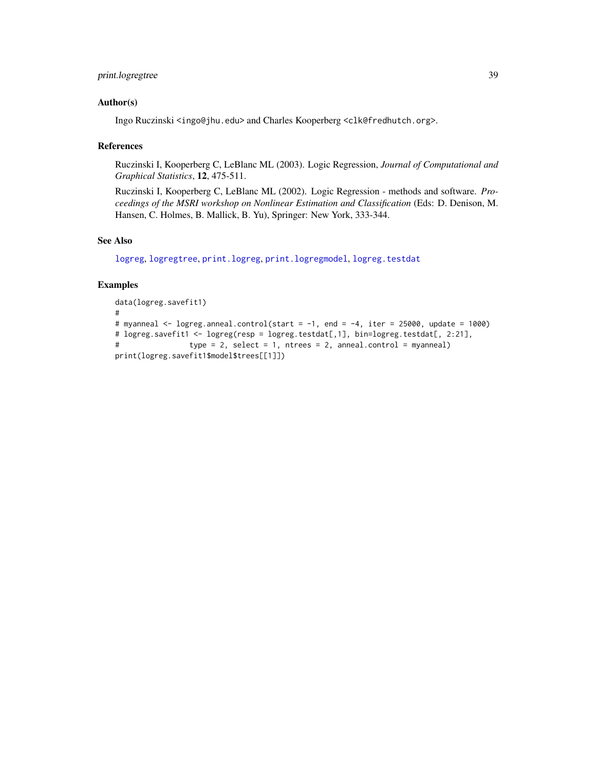## Author(s)

Ingo Ruczinski <ingo@jhu.edu> and Charles Kooperberg <clk@fredhutch.org>.

## References

Ruczinski I, Kooperberg C, LeBlanc ML (2003). Logic Regression, *Journal of Computational and Graphical Statistics*, **12**, 475-511.

Ruczinski I, Kooperberg C, LeBlanc ML (2002). Logic Regression - methods and software. *Proceedings of the MSRI workshop on Nonlinear Estimation and Classification* (Eds: D. Denison, M. Hansen, C. Holmes, B. Mallick, B. Yu), Springer: New York, 333-344.

## See Also

logreg, logregtree, print.logreg, print.logregmodel, logreg.testdat

## Examples

```
data(logreg.savefit1)
#
# myanneal <- logreg.anneal.control(start = -1, end = -4, iter = 25000, update = 1000)
# logreg.savefit1 <- logreg(resp = logreg.testdat[,1], bin=logreg.testdat[, 2:21],
#                type = 2, select = 1, ntrees = 2, anneal.control = myanneal)
print(logreg.savefit1$model$trees[[1]])
```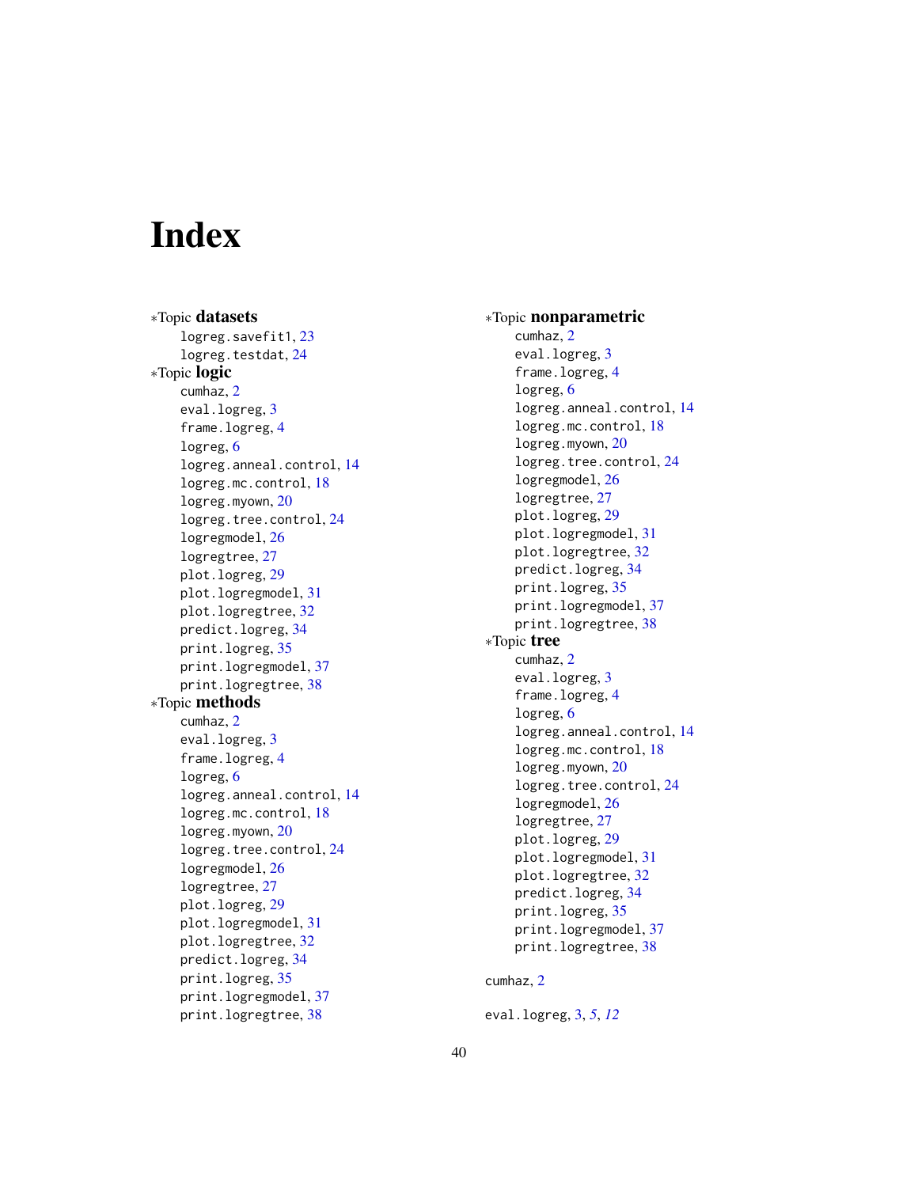# Index

∗Topic **datasets**
- logreg.savefit1, 23
- logreg.testdat, 24

∗Topic **logic**
- cumhaz, 2
- eval.logreg, 3
- frame.logreg, 4
- logreg, 6
- logreg.anneal.control, 14
- logreg.mc.control, 18
- logreg.myown, 20
- logreg.tree.control, 24
- logregmodel, 26
- logregtree, 27
- plot.logreg, 29
- plot.logregmodel, 31
- plot.logregtree, 32
- predict.logreg, 34
- print.logreg, 35
- print.logregmodel, 37
- print.logregtree, 38

∗Topic **methods**
- cumhaz, 2
- eval.logreg, 3
- frame.logreg, 4
- logreg, 6
- logreg.anneal.control, 14
- logreg.mc.control, 18
- logreg.myown, 20
- logreg.tree.control, 24
- logregmodel, 26
- logregtree, 27
- plot.logreg, 29
- plot.logregmodel, 31
- plot.logregtree, 32
- predict.logreg, 34
- print.logreg, 35
- print.logregmodel, 37
- print.logregtree, 38

∗Topic **nonparametric**
- cumhaz, 2
- eval.logreg, 3
- frame.logreg, 4
- logreg, 6
- logreg.anneal.control, 14
- logreg.mc.control, 18
- logreg.myown, 20
- logreg.tree.control, 24
- logregmodel, 26
- logregtree, 27
- plot.logreg, 29
- plot.logregmodel, 31
- plot.logregtree, 32
- predict.logreg, 34
- print.logreg, 35
- print.logregmodel, 37
- print.logregtree, 38

∗Topic **tree**
- cumhaz, 2
- eval.logreg, 3
- frame.logreg, 4
- logreg, 6
- logreg.anneal.control, 14
- logreg.mc.control, 18
- logreg.myown, 20
- logreg.tree.control, 24
- logregmodel, 26
- logregtree, 27
- plot.logreg, 29
- plot.logregmodel, 31
- plot.logregtree, 32
- predict.logreg, 34
- print.logreg, 35
- print.logregmodel, 37
- print.logregtree, 38

cumhaz, 2

eval.logreg, 3, 5, *12*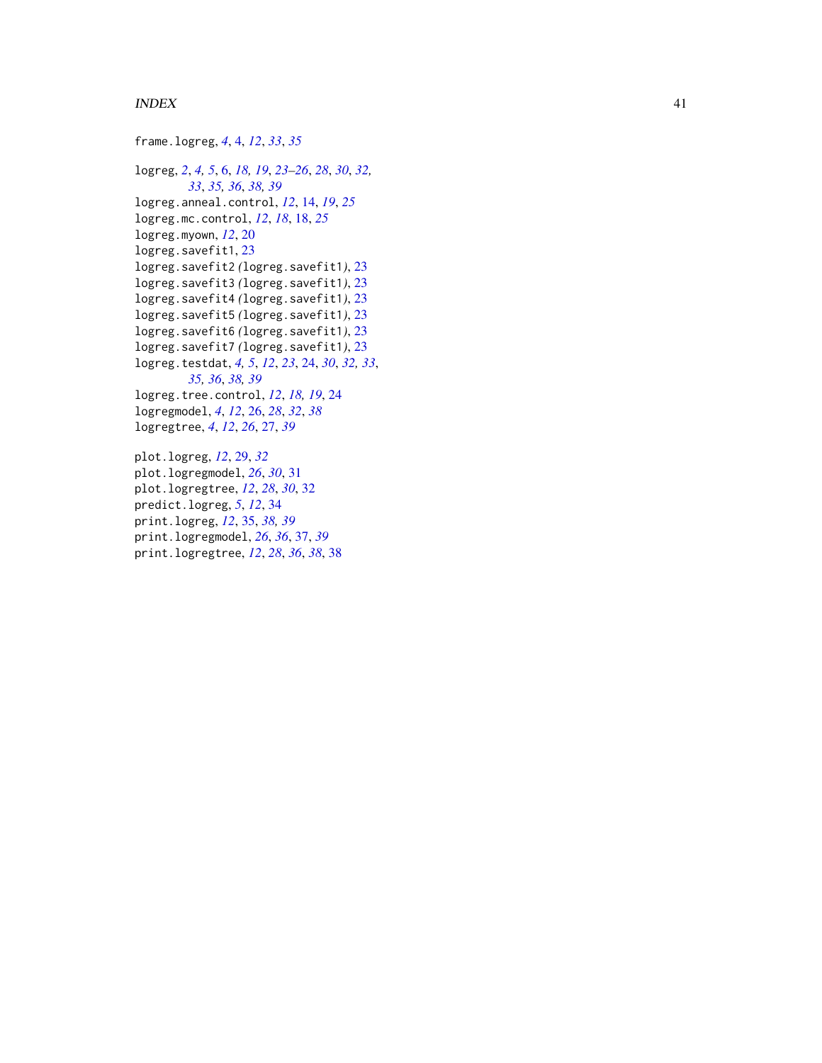frame.logreg, *4*, 4, *12*, *33*, *35*

logreg, *2*, *4*, *5*, 6, *18*, *19*, *23–26*, *28*, *30*, *32*, *33*, *35*, *36*, *38*, *39*
logreg.anneal.control, *12*, 14, *19*, *25*
logreg.mc.control, *12*, *18*, 18, *25*
logreg.myown, *12*, 20
logreg.savefit1, 23
logreg.savefit2 *(*logreg.savefit1*)*, 23
logreg.savefit3 *(*logreg.savefit1*)*, 23
logreg.savefit4 *(*logreg.savefit1*)*, 23
logreg.savefit5 *(*logreg.savefit1*)*, 23
logreg.savefit6 *(*logreg.savefit1*)*, 23
logreg.savefit7 *(*logreg.savefit1*)*, 23
logreg.testdat, *4*, *5*, *12*, *23*, 24, *30*, *32*, *33*, *35*, *36*, *38*, *39*
logreg.tree.control, *12*, *18*, *19*, 24
logregmodel, *4*, *12*, 26, *28*, *32*, *38*
logregtree, *4*, *12*, *26*, 27, *39*

plot.logreg, *12*, 29, *32*
plot.logregmodel, *26*, *30*, 31
plot.logregtree, *12*, *28*, *30*, 32
predict.logreg, *5*, *12*, 34
print.logreg, *12*, 35, *38*, *39*
print.logregmodel, *26*, *36*, 37, *39*
print.logregtree, *12*, *28*, *36*, *38*, 38